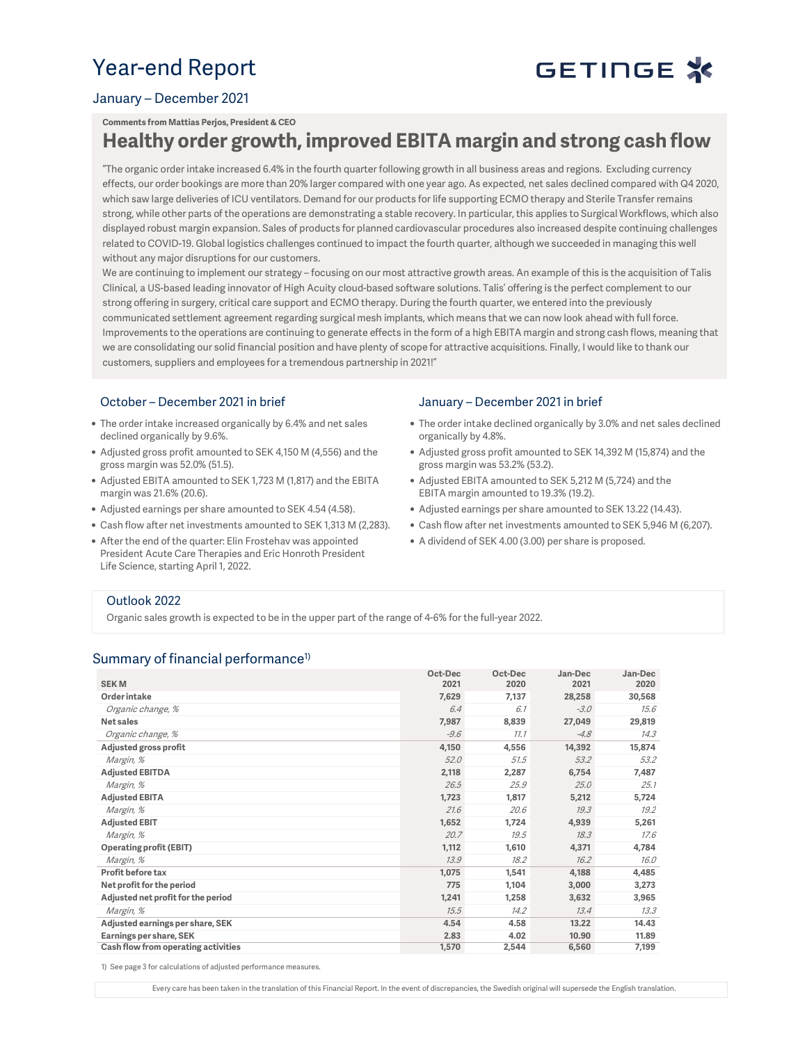# Year-end Report

GETINGE

## January – December 2021

**Comments from Mattias Perjos, President & CEO**

## Healthy order growth, improved EBITA margin and strong cash flow

"The organic order intake increased 6.4% in the fourth quarter following growth in all business areas and regions. Excluding currency effects, our order bookings are more than 20% larger compared with one year ago. As expected, net sales declined compared with Q4 2020, which saw large deliveries of ICU ventilators. Demand for our products for life supporting ECMO therapy and Sterile Transfer remains strong, while other parts of the operations are demonstrating a stable recovery. In particular, this applies to Surgical Workflows, which also displayed robust margin expansion. Sales of products for planned cardiovascular procedures also increased despite continuing challenges related to COVID-19. Global logistics challenges continued to impact the fourth quarter, although we succeeded in managing this well without any major disruptions for our customers.

We are continuing to implement our strategy – focusing on our most attractive growth areas. An example of this is the acquisition of Talis Clinical, a US-based leading innovator of High Acuity cloud-based software solutions. Talis' offering is the perfect complement to our strong offering in surgery, critical care support and ECMO therapy. During the fourth quarter, we entered into the previously communicated settlement agreement regarding surgical mesh implants, which means that we can now look ahead with full force. Improvements to the operations are continuing to generate effects in the form of a high EBITA margin and strong cash flows, meaning that we are consolidating our solid financial position and have plenty of scope for attractive acquisitions. Finally, I would like to thank our customers, suppliers and employees for a tremendous partnership in 2021!"

### October – December 2021 in brief

- The order intake increased organically by 6.4% and net sales declined organically by 9.6%.
- Adjusted gross profit amounted to SEK 4,150 M (4,556) and the gross margin was 52.0% (51.5).
- Adjusted EBITA amounted to SEK 1,723 M (1,817) and the EBITA margin was 21.6% (20.6).
- Adjusted earnings per share amounted to SEK 4.54 (4.58).
- Cash flow after net investments amounted to SEK 1,313 M (2,283).
- After the end of the quarter: Elin Frostehav was appointed President Acute Care Therapies and Eric Honroth President Life Science, starting April 1, 2022.

### January – December 2021 in brief

- The order intake declined organically by 3.0% and net sales declined organically by 4.8%.
- Adjusted gross profit amounted to SEK 14,392 M (15,874) and the gross margin was 53.2% (53.2).
- Adjusted EBITA amounted to SEK 5,212 M (5,724) and the EBITA margin amounted to 19.3% (19.2).
- Adjusted earnings per share amounted to SEK 13.22 (14.43).
- Cash flow after net investments amounted to SEK 5,946 M (6,207).
- A dividend of SEK 4.00 (3.00) per share is proposed.

### Outlook 2022

Organic sales growth is expected to be in the upper part of the range of 4-6% for the full-year 2022.

## Summary of financial performance[1)]

| SEK M | Oct-Dec 2021 | Oct-Dec 2020 | Jan-Dec 2021 | Jan-Dec 2020 |
|---|---|---|---|---|
| **Order intake** | **7,629** | **7,137** | **28,258** | **30,568** |
| *Organic change, %* | *6.4* | *6.1* | *-3.0* | *15.6* |
| **Net sales** | **7,987** | **8,839** | **27,049** | **29,819** |
| *Organic change, %* | *-9.6* | *11.1* | *-4.8* | *14.3* |
| **Adjusted gross profit** | **4,150** | **4,556** | **14,392** | **15,874** |
| *Margin, %* | *52.0* | *51.5* | *53.2* | *53.2* |
| **Adjusted EBITDA** | **2,118** | **2,287** | **6,754** | **7,487** |
| *Margin, %* | *26.5* | *25.9* | *25.0* | *25.1* |
| **Adjusted EBITA** | **1,723** | **1,817** | **5,212** | **5,724** |
| *Margin, %* | *21.6* | *20.6* | *19.3* | *19.2* |
| **Adjusted EBIT** | **1,652** | **1,724** | **4,939** | **5,261** |
| *Margin, %* | *20.7* | *19.5* | *18.3* | *17.6* |
| **Operating profit (EBIT)** | **1,112** | **1,610** | **4,371** | **4,784** |
| *Margin, %* | *13.9* | *18.2* | *16.2* | *16.0* |
| **Profit before tax** | **1,075** | **1,541** | **4,188** | **4,485** |
| **Net profit for the period** | **775** | **1,104** | **3,000** | **3,273** |
| **Adjusted net profit for the period** | **1,241** | **1,258** | **3,632** | **3,965** |
| *Margin, %* | *15.5* | *14.2* | *13.4* | *13.3* |
| **Adjusted earnings per share, SEK** | **4.54** | **4.58** | **13.22** | **14.43** |
| **Earnings per share, SEK** | **2.83** | **4.02** | **10.90** | **11.89** |
| **Cash flow from operating activities** | **1,570** | **2,544** | **6,560** | **7,199** |

1) See page 3 for calculations of adjusted performance measures.

Every care has been taken in the translation of this Financial Report. In the event of discrepancies, the Swedish original will supersede the English translation.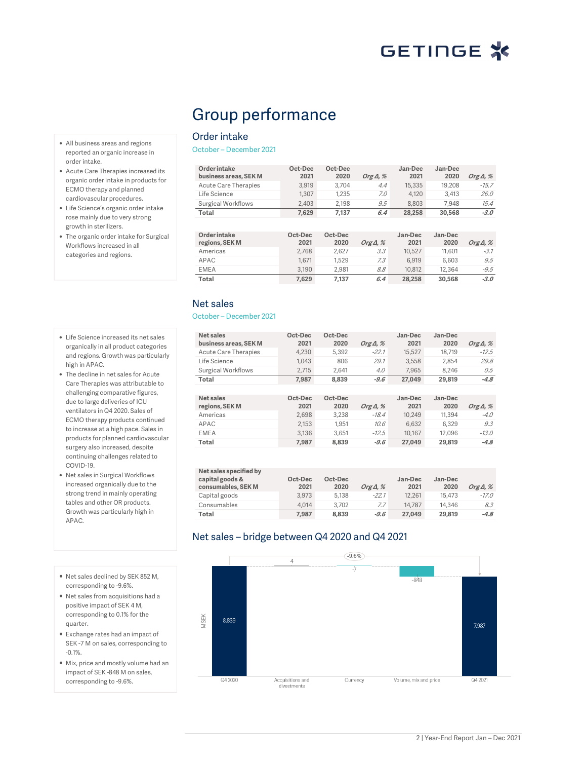# Group performance

## Order intake

October – December 2021

- All business areas and regions reported an organic increase in order intake.
- Acute Care Therapies increased its organic order intake in products for ECMO therapy and planned cardiovascular procedures.
- Life Science's organic order intake rose mainly due to very strong growth in sterilizers.
- The organic order intake for Surgical Workflows increased in all categories and regions.

| Order intake business areas, SEK M | Oct-Dec 2021 | Oct-Dec 2020 | *Org Δ, %* | Jan-Dec 2021 | Jan-Dec 2020 | *Org Δ, %* |
|---|---|---|---|---|---|---|
| Acute Care Therapies | 3,919 | 3,704 | *4.4* | 15,335 | 19,208 | *-15.7* |
| Life Science | 1,307 | 1,235 | *7.0* | 4,120 | 3,413 | *26.0* |
| Surgical Workflows | 2,403 | 2,198 | *9.5* | 8,803 | 7,948 | *15.4* |
| **Total** | **7,629** | **7,137** | ***6.4*** | **28,258** | **30,568** | ***-3.0*** |

| Order intake regions, SEK M | Oct-Dec 2021 | Oct-Dec 2020 | *Org Δ, %* | Jan-Dec 2021 | Jan-Dec 2020 | *Org Δ, %* |
|---|---|---|---|---|---|---|
| Americas | 2,768 | 2,627 | *3.3* | 10,527 | 11,601 | *-3.1* |
| APAC | 1,671 | 1,529 | *7.3* | 6,919 | 6,603 | *9.5* |
| EMEA | 3,190 | 2,981 | *8.8* | 10,812 | 12,364 | *-9.5* |
| **Total** | **7,629** | **7,137** | ***6.4*** | **28,258** | **30,568** | ***-3.0*** |

## Net sales

October – December 2021

- Life Science increased its net sales organically in all product categories and regions. Growth was particularly high in APAC.
- The decline in net sales for Acute Care Therapies was attributable to challenging comparative figures, due to large deliveries of ICU ventilators in Q4 2020. Sales of ECMO therapy products continued to increase at a high pace. Sales in products for planned cardiovascular surgery also increased, despite continuing challenges related to COVID-19.
- Net sales in Surgical Workflows increased organically due to the strong trend in mainly operating tables and other OR products. Growth was particularly high in APAC.

| Net sales business areas, SEK M | Oct-Dec 2021 | Oct-Dec 2020 | *Org Δ, %* | Jan-Dec 2021 | Jan-Dec 2020 | *Org Δ, %* |
|---|---|---|---|---|---|---|
| Acute Care Therapies | 4,230 | 5,392 | *-22.1* | 15,527 | 18,719 | *-12.5* |
| Life Science | 1,043 | 806 | *29.1* | 3,558 | 2,854 | *29.8* |
| Surgical Workflows | 2,715 | 2,641 | *4.0* | 7,965 | 8,246 | *0.5* |
| **Total** | **7,987** | **8,839** | ***-9.6*** | **27,049** | **29,819** | ***-4.8*** |

| Net sales regions, SEK M | Oct-Dec 2021 | Oct-Dec 2020 | *Org Δ, %* | Jan-Dec 2021 | Jan-Dec 2020 | *Org Δ, %* |
|---|---|---|---|---|---|---|
| Americas | 2,698 | 3,238 | *-18.4* | 10,249 | 11,394 | *-4.0* |
| APAC | 2,153 | 1,951 | *10.6* | 6,632 | 6,329 | *9.3* |
| EMEA | 3,136 | 3,651 | *-12.5* | 10,167 | 12,096 | *-13.0* |
| **Total** | **7,987** | **8,839** | ***-9.6*** | **27,049** | **29,819** | ***-4.8*** |

| Net sales specified by capital goods & consumables, SEK M | Oct-Dec 2021 | Oct-Dec 2020 | *Org Δ, %* | Jan-Dec 2021 | Jan-Dec 2020 | *Org Δ, %* |
|---|---|---|---|---|---|---|
| Capital goods | 3,973 | 5,138 | *-22.1* | 12,261 | 15,473 | *-17.0* |
| Consumables | 4,014 | 3,702 | *7.7* | 14,787 | 14,346 | *8.3* |
| **Total** | **7,987** | **8,839** | ***-9.6*** | **27,049** | **29,819** | ***-4.8*** |

## Net sales – bridge between Q4 2020 and Q4 2021

- Net sales declined by SEK 852 M, corresponding to -9.6%.
- Net sales from acquisitions had a positive impact of SEK 4 M, corresponding to 0.1% for the quarter.
- Exchange rates had an impact of SEK -7 M on sales, corresponding to -0.1%.
- Mix, price and mostly volume had an impact of SEK -848 M on sales, corresponding to -9.6%.

| MSEK | Q4 2020 | Acquisitions and divestments | Currency | Volume, mix and price | Q4 2021 |
|---|---|---|---|---|---|
| Value | 8,839 | 4 | -7 | -848 | 7,987 |

Change: -9.6%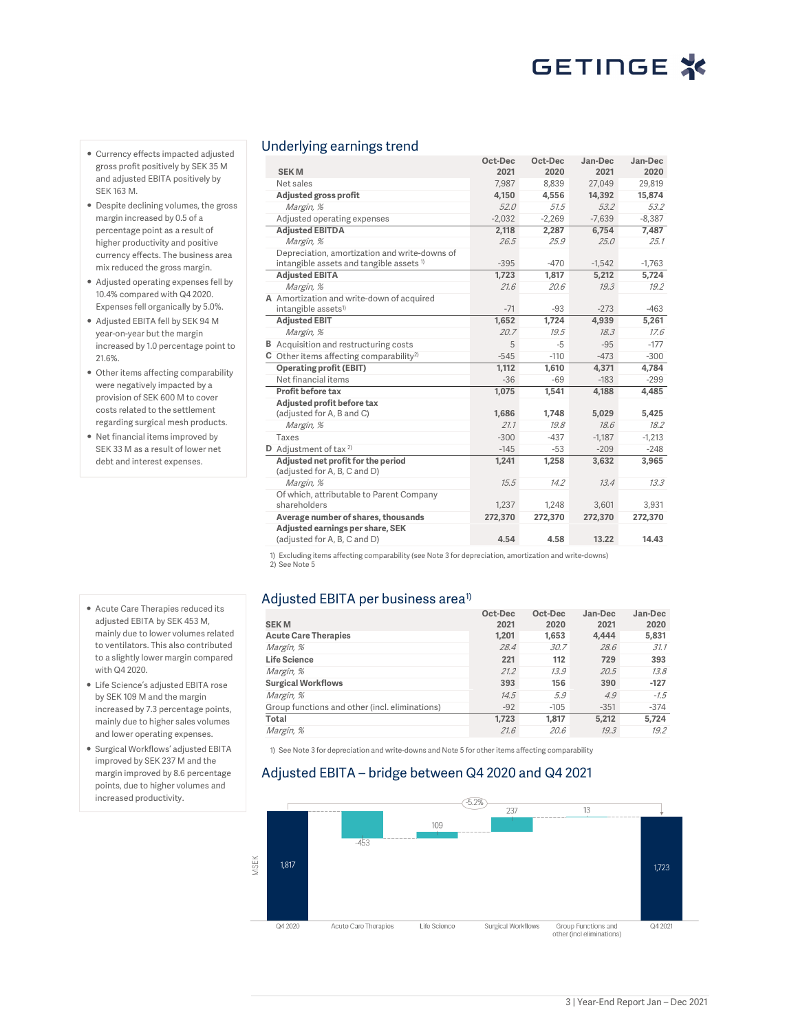## Underlying earnings trend

- Currency effects impacted adjusted gross profit positively by SEK 35 M and adjusted EBITA positively by SEK 163 M.
- Despite declining volumes, the gross margin increased by 0.5 of a percentage point as a result of higher productivity and positive currency effects. The business area mix reduced the gross margin.
- Adjusted operating expenses fell by 10.4% compared with Q4 2020. Expenses fell organically by 5.0%.
- Adjusted EBITA fell by SEK 94 M year-on-year but the margin increased by 1.0 percentage point to 21.6%.
- Other items affecting comparability were negatively impacted by a provision of SEK 600 M to cover costs related to the settlement regarding surgical mesh products.
- Net financial items improved by SEK 33 M as a result of lower net debt and interest expenses.

| | SEK M | Oct-Dec 2021 | Oct-Dec 2020 | Jan-Dec 2021 | Jan-Dec 2020 |
|---|---|---|---|---|---|
| | Net sales | 7,987 | 8,839 | 27,049 | 29,819 |
| | **Adjusted gross profit** | **4,150** | **4,556** | **14,392** | **15,874** |
| | *Margin, %* | *52.0* | *51.5* | *53.2* | *53.2* |
| | Adjusted operating expenses | -2,032 | -2,269 | -7,639 | -8,387 |
| | **Adjusted EBITDA** | **2,118** | **2,287** | **6,754** | **7,487** |
| | *Margin, %* | *26.5* | *25.9* | *25.0* | *25.1* |
| | Depreciation, amortization and write-downs of intangible assets and tangible assets [1] | -395 | -470 | -1,542 | -1,763 |
| | **Adjusted EBITA** | **1,723** | **1,817** | **5,212** | **5,724** |
| | *Margin, %* | *21.6* | *20.6* | *19.3* | *19.2* |
| A | Amortization and write-down of acquired intangible assets[1] | -71 | -93 | -273 | -463 |
| | **Adjusted EBIT** | **1,652** | **1,724** | **4,939** | **5,261** |
| | *Margin, %* | *20.7* | *19.5* | *18.3* | *17.6* |
| B | Acquisition and restructuring costs | 5 | -5 | -95 | -177 |
| C | Other items affecting comparability[2] | -545 | -110 | -473 | -300 |
| | **Operating profit (EBIT)** | **1,112** | **1,610** | **4,371** | **4,784** |
| | Net financial items | -36 | -69 | -183 | -299 |
| | **Profit before tax** | **1,075** | **1,541** | **4,188** | **4,485** |
| | **Adjusted profit before tax** (adjusted for A, B and C) | **1,686** | **1,748** | **5,029** | **5,425** |
| | *Margin, %* | *21.1* | *19.8* | *18.6* | *18.2* |
| | Taxes | -300 | -437 | -1,187 | -1,213 |
| D | Adjustment of tax [2] | -145 | -53 | -209 | -248 |
| | **Adjusted net profit for the period** (adjusted for A, B, C and D) | **1,241** | **1,258** | **3,632** | **3,965** |
| | *Margin, %* | *15.5* | *14.2* | *13.4* | *13.3* |
| | Of which, attributable to Parent Company shareholders | 1,237 | 1,248 | 3,601 | 3,931 |
| | **Average number of shares, thousands** | **272,370** | **272,370** | **272,370** | **272,370** |
| | **Adjusted earnings per share, SEK** (adjusted for A, B, C and D) | **4.54** | **4.58** | **13.22** | **14.43** |

1) Excluding items affecting comparability (see Note 3 for depreciation, amortization and write-downs)
2) See Note 5

## Adjusted EBITA per business area[1]

- Acute Care Therapies reduced its adjusted EBITA by SEK 453 M, mainly due to lower volumes related to ventilators. This also contributed to a slightly lower margin compared with Q4 2020.
- Life Science's adjusted EBITA rose by SEK 109 M and the margin increased by 7.3 percentage points, mainly due to higher sales volumes and lower operating expenses.
- Surgical Workflows' adjusted EBITA improved by SEK 237 M and the margin improved by 8.6 percentage points, due to higher volumes and increased productivity.

| SEK M | Oct-Dec 2021 | Oct-Dec 2020 | Jan-Dec 2021 | Jan-Dec 2020 |
|---|---|---|---|---|
| **Acute Care Therapies** | **1,201** | **1,653** | **4,444** | **5,831** |
| *Margin, %* | *28.4* | *30.7* | *28.6* | *31.1* |
| **Life Science** | **221** | **112** | **729** | **393** |
| *Margin, %* | *21.2* | *13.9* | *20.5* | *13.8* |
| **Surgical Workflows** | **393** | **156** | **390** | **-127** |
| *Margin, %* | *14.5* | *5.9* | *4.9* | *-1.5* |
| Group functions and other (incl. eliminations) | -92 | -105 | -351 | -374 |
| **Total** | **1,723** | **1,817** | **5,212** | **5,724** |
| *Margin, %* | *21.6* | *20.6* | *19.3* | *19.2* |

1) See Note 3 for depreciation and write-downs and Note 5 for other items affecting comparability

## Adjusted EBITA – bridge between Q4 2020 and Q4 2021

| MSEK | Q4 2020 | Acute Care Therapies | Life Science | Surgical Workflows | Group Functions and other (incl eliminations) | Q4 2021 |
|---|---|---|---|---|---|---|
| | 1,817 | -453 | 109 | 237 | 13 | 1,723 |

Change: -5.2%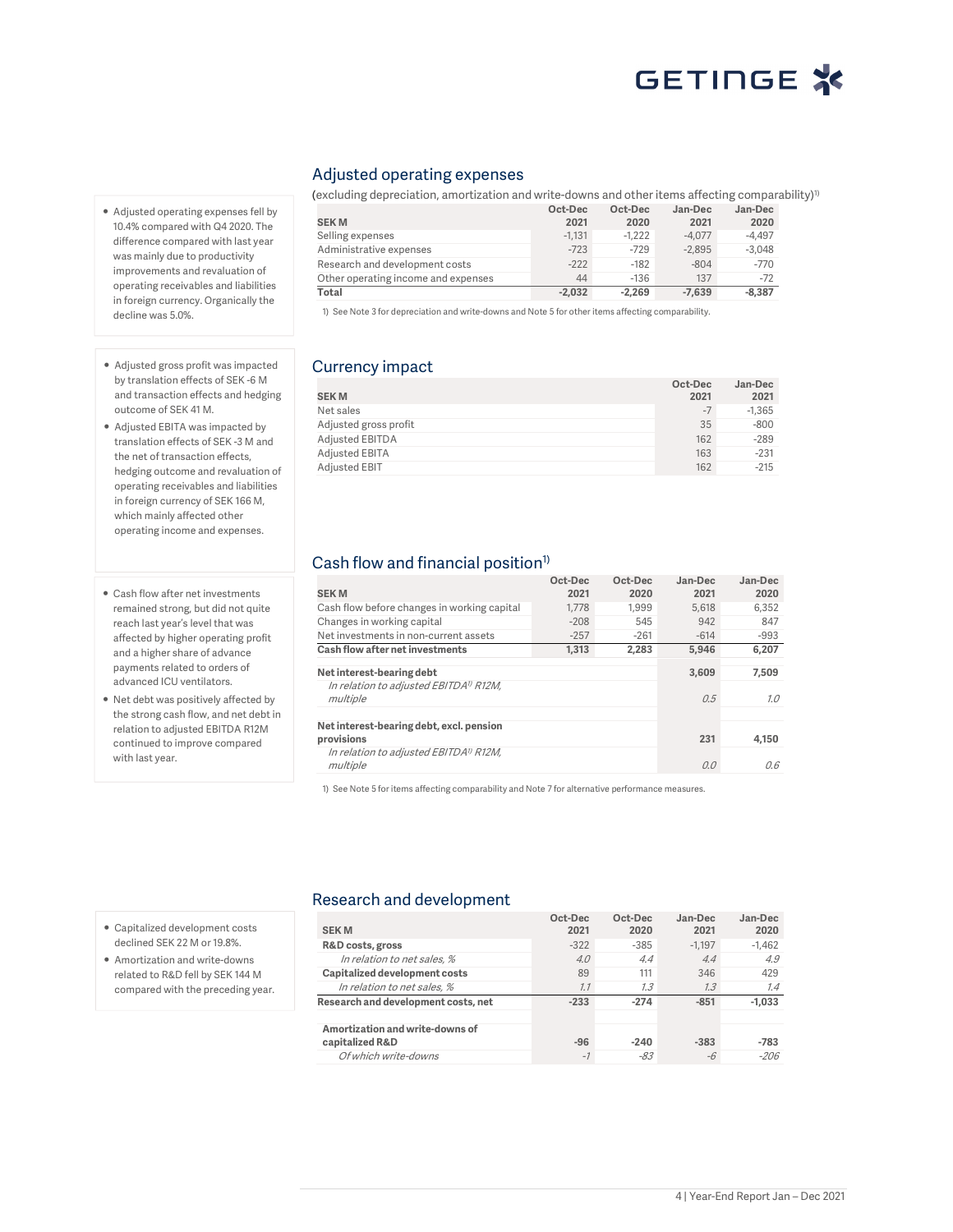## Adjusted operating expenses

- Adjusted operating expenses fell by 10.4% compared with Q4 2020. The difference compared with last year was mainly due to productivity improvements and revaluation of operating receivables and liabilities in foreign currency. Organically the decline was 5.0%.

(excluding depreciation, amortization and write-downs and other items affecting comparability)[1]

| SEK M | Oct-Dec 2021 | Oct-Dec 2020 | Jan-Dec 2021 | Jan-Dec 2020 |
|---|---|---|---|---|
| Selling expenses | -1,131 | -1,222 | -4,077 | -4,497 |
| Administrative expenses | -723 | -729 | -2,895 | -3,048 |
| Research and development costs | -222 | -182 | -804 | -770 |
| Other operating income and expenses | 44 | -136 | 137 | -72 |
| **Total** | **-2,032** | **-2,269** | **-7,639** | **-8,387** |

1) See Note 3 for depreciation and write-downs and Note 5 for other items affecting comparability.

## Currency impact

- Adjusted gross profit was impacted by translation effects of SEK -6 M and transaction effects and hedging outcome of SEK 41 M.
- Adjusted EBITA was impacted by translation effects of SEK -3 M and the net of transaction effects, hedging outcome and revaluation of operating receivables and liabilities in foreign currency of SEK 166 M, which mainly affected other operating income and expenses.

| SEK M | Oct-Dec 2021 | Jan-Dec 2021 |
|---|---|---|
| Net sales | -7 | -1,365 |
| Adjusted gross profit | 35 | -800 |
| Adjusted EBITDA | 162 | -289 |
| Adjusted EBITA | 163 | -231 |
| Adjusted EBIT | 162 | -215 |

## Cash flow and financial position[1]

- Cash flow after net investments remained strong, but did not quite reach last year's level that was affected by higher operating profit and a higher share of advance payments related to orders of advanced ICU ventilators.
- Net debt was positively affected by the strong cash flow, and net debt in relation to adjusted EBITDA R12M continued to improve compared with last year.

| SEK M | Oct-Dec 2021 | Oct-Dec 2020 | Jan-Dec 2021 | Jan-Dec 2020 |
|---|---|---|---|---|
| Cash flow before changes in working capital | 1,778 | 1,999 | 5,618 | 6,352 |
| Changes in working capital | -208 | 545 | 942 | 847 |
| Net investments in non-current assets | -257 | -261 | -614 | -993 |
| **Cash flow after net investments** | **1,313** | **2,283** | **5,946** | **6,207** |
| | | | | |
| **Net interest-bearing debt** | | | **3,609** | **7,509** |
| *In relation to adjusted EBITDA[1] R12M, multiple* | | | *0.5* | *1.0* |
| | | | | |
| **Net interest-bearing debt, excl. pension provisions** | | | **231** | **4,150** |
| *In relation to adjusted EBITDA[1] R12M, multiple* | | | *0.0* | *0.6* |

1) See Note 5 for items affecting comparability and Note 7 for alternative performance measures.

## Research and development

- Capitalized development costs declined SEK 22 M or 19.8%.
- Amortization and write-downs related to R&D fell by SEK 144 M compared with the preceding year.

| SEK M | Oct-Dec 2021 | Oct-Dec 2020 | Jan-Dec 2021 | Jan-Dec 2020 |
|---|---|---|---|---|
| **R&D costs, gross** | -322 | -385 | -1,197 | -1,462 |
| *In relation to net sales, %* | *4.0* | *4.4* | *4.4* | *4.9* |
| **Capitalized development costs** | 89 | 111 | 346 | 429 |
| *In relation to net sales, %* | *1.1* | *1.3* | *1.3* | *1.4* |
| **Research and development costs, net** | **-233** | **-274** | **-851** | **-1,033** |
| | | | | |
| **Amortization and write-downs of capitalized R&D** | **-96** | **-240** | **-383** | **-783** |
| *Of which write-downs* | *-1* | *-83* | *-6* | *-206* |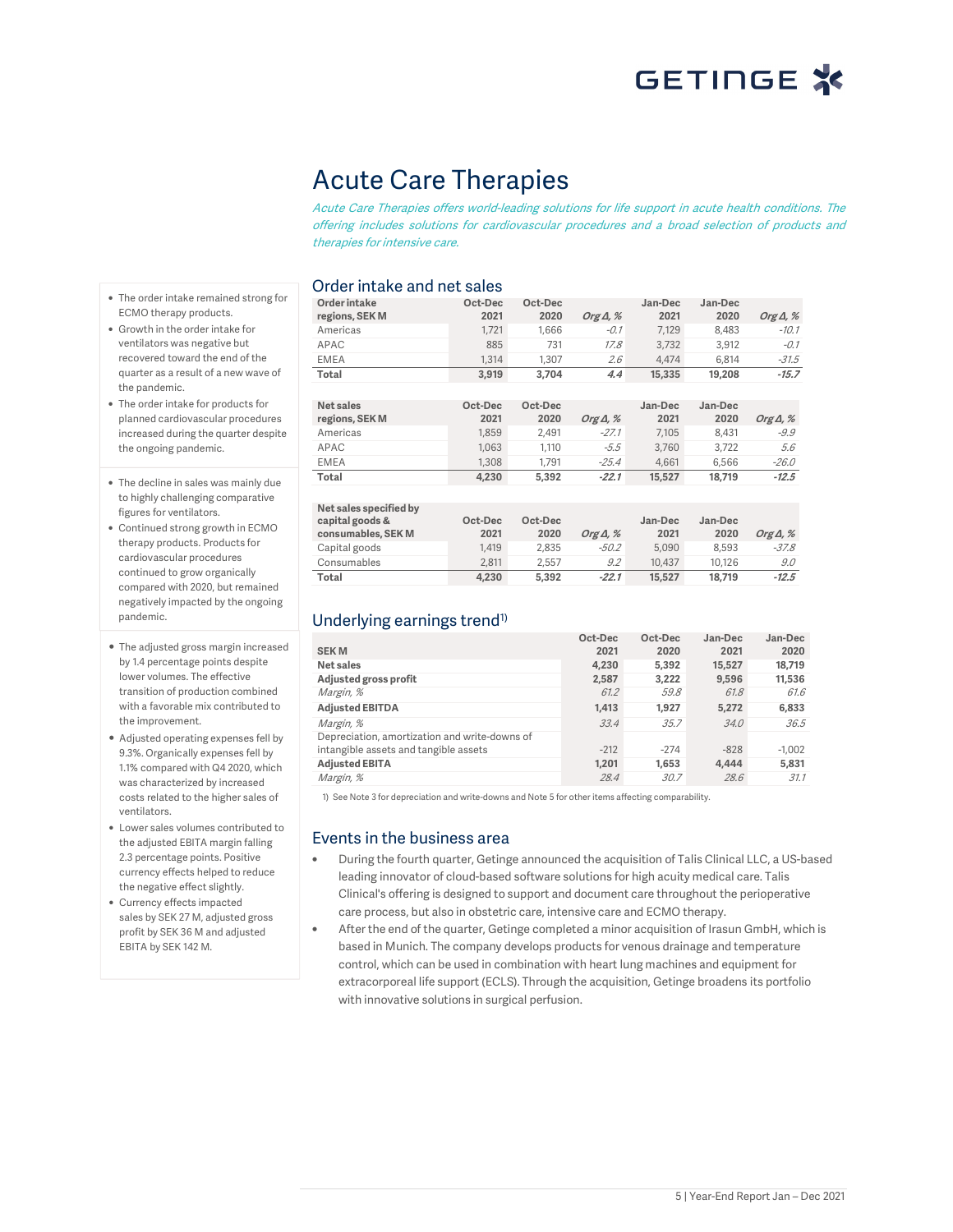# Acute Care Therapies

*Acute Care Therapies offers world-leading solutions for life support in acute health conditions. The offering includes solutions for cardiovascular procedures and a broad selection of products and therapies for intensive care.*

- The order intake remained strong for ECMO therapy products.
- Growth in the order intake for ventilators was negative but recovered toward the end of the quarter as a result of a new wave of the pandemic.
- The order intake for products for planned cardiovascular procedures increased during the quarter despite the ongoing pandemic.

- The decline in sales was mainly due to highly challenging comparative figures for ventilators.
- Continued strong growth in ECMO therapy products. Products for cardiovascular procedures continued to grow organically compared with 2020, but remained negatively impacted by the ongoing pandemic.

- The adjusted gross margin increased by 1.4 percentage points despite lower volumes. The effective transition of production combined with a favorable mix contributed to the improvement.
- Adjusted operating expenses fell by 9.3%. Organically expenses fell by 1.1% compared with Q4 2020, which was characterized by increased costs related to the higher sales of ventilators.
- Lower sales volumes contributed to the adjusted EBITA margin falling 2.3 percentage points. Positive currency effects helped to reduce the negative effect slightly.
- Currency effects impacted sales by SEK 27 M, adjusted gross profit by SEK 36 M and adjusted EBITA by SEK 142 M.

## Order intake and net sales

| Order intake regions, SEK M | Oct-Dec 2021 | Oct-Dec 2020 | *Org Δ, %* | Jan-Dec 2021 | Jan-Dec 2020 | *Org Δ, %* |
|---|---|---|---|---|---|---|
| Americas | 1,721 | 1,666 | *-0.1* | 7,129 | 8,483 | *-10.1* |
| APAC | 885 | 731 | *17.8* | 3,732 | 3,912 | *-0.1* |
| EMEA | 1,314 | 1,307 | *2.6* | 4,474 | 6,814 | *-31.5* |
| **Total** | **3,919** | **3,704** | ***4.4*** | **15,335** | **19,208** | ***-15.7*** |

| Net sales regions, SEK M | Oct-Dec 2021 | Oct-Dec 2020 | *Org Δ, %* | Jan-Dec 2021 | Jan-Dec 2020 | *Org Δ, %* |
|---|---|---|---|---|---|---|
| Americas | 1,859 | 2,491 | *-27.1* | 7,105 | 8,431 | *-9.9* |
| APAC | 1,063 | 1,110 | *-5.5* | 3,760 | 3,722 | *5.6* |
| EMEA | 1,308 | 1,791 | *-25.4* | 4,661 | 6,566 | *-26.0* |
| **Total** | **4,230** | **5,392** | ***-22.1*** | **15,527** | **18,719** | ***-12.5*** |

| Net sales specified by capital goods & consumables, SEK M | Oct-Dec 2021 | Oct-Dec 2020 | *Org Δ, %* | Jan-Dec 2021 | Jan-Dec 2020 | *Org Δ, %* |
|---|---|---|---|---|---|---|
| Capital goods | 1,419 | 2,835 | *-50.2* | 5,090 | 8,593 | *-37.8* |
| Consumables | 2,811 | 2,557 | *9.2* | 10,437 | 10,126 | *9.0* |
| **Total** | **4,230** | **5,392** | ***-22.1*** | **15,527** | **18,719** | ***-12.5*** |

## Underlying earnings trend[1)]

| SEK M | Oct-Dec 2021 | Oct-Dec 2020 | Jan-Dec 2021 | Jan-Dec 2020 |
|---|---|---|---|---|
| **Net sales** | **4,230** | **5,392** | **15,527** | **18,719** |
| **Adjusted gross profit** | **2,587** | **3,222** | **9,596** | **11,536** |
| *Margin, %* | *61.2* | *59.8* | *61.8* | *61.6* |
| **Adjusted EBITDA** | **1,413** | **1,927** | **5,272** | **6,833** |
| *Margin, %* | *33.4* | *35.7* | *34.0* | *36.5* |
| Depreciation, amortization and write-downs of intangible assets and tangible assets | -212 | -274 | -828 | -1,002 |
| **Adjusted EBITA** | **1,201** | **1,653** | **4,444** | **5,831** |
| *Margin, %* | *28.4* | *30.7* | *28.6* | *31.1* |

1) See Note 3 for depreciation and write-downs and Note 5 for other items affecting comparability.

## Events in the business area

- During the fourth quarter, Getinge announced the acquisition of Talis Clinical LLC, a US-based leading innovator of cloud-based software solutions for high acuity medical care. Talis Clinical's offering is designed to support and document care throughout the perioperative care process, but also in obstetric care, intensive care and ECMO therapy.
- After the end of the quarter, Getinge completed a minor acquisition of Irasun GmbH, which is based in Munich. The company develops products for venous drainage and temperature control, which can be used in combination with heart lung machines and equipment for extracorporeal life support (ECLS). Through the acquisition, Getinge broadens its portfolio with innovative solutions in surgical perfusion.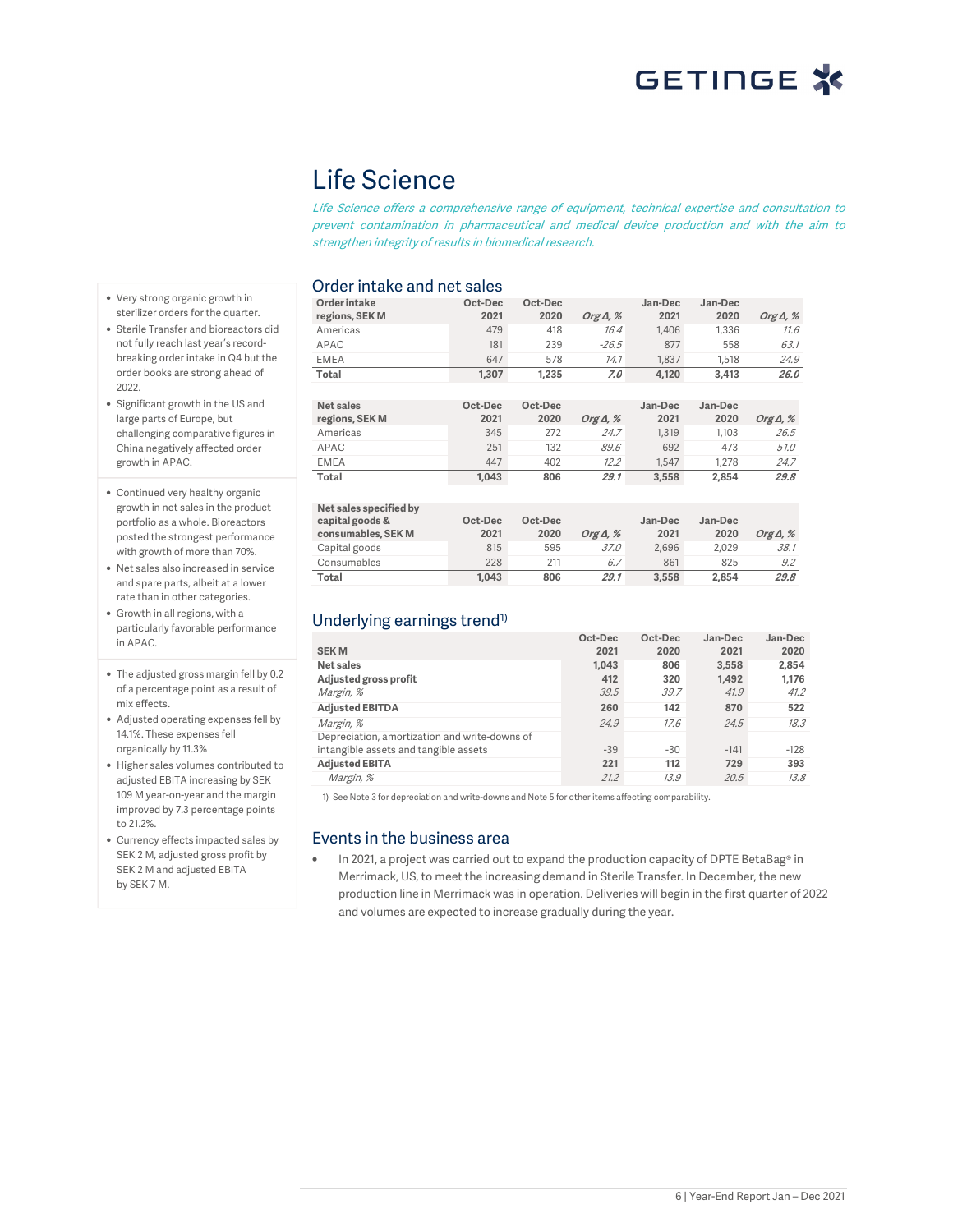# Life Science

*Life Science offers a comprehensive range of equipment, technical expertise and consultation to prevent contamination in pharmaceutical and medical device production and with the aim to strengthen integrity of results in biomedical research.*

- Very strong organic growth in sterilizer orders for the quarter.
- Sterile Transfer and bioreactors did not fully reach last year's record-breaking order intake in Q4 but the order books are strong ahead of 2022.
- Significant growth in the US and large parts of Europe, but challenging comparative figures in China negatively affected order growth in APAC.

- Continued very healthy organic growth in net sales in the product portfolio as a whole. Bioreactors posted the strongest performance with growth of more than 70%.
- Net sales also increased in service and spare parts, albeit at a lower rate than in other categories.
- Growth in all regions, with a particularly favorable performance in APAC.

- The adjusted gross margin fell by 0.2 of a percentage point as a result of mix effects.
- Adjusted operating expenses fell by 14.1%. These expenses fell organically by 11.3%
- Higher sales volumes contributed to adjusted EBITA increasing by SEK 109 M year-on-year and the margin improved by 7.3 percentage points to 21.2%.
- Currency effects impacted sales by SEK 2 M, adjusted gross profit by SEK 2 M and adjusted EBITA by SEK 7 M.

## Order intake and net sales

| Order intake regions, SEK M | Oct-Dec 2021 | Oct-Dec 2020 | *Org Δ, %* | Jan-Dec 2021 | Jan-Dec 2020 | *Org Δ, %* |
|---|---|---|---|---|---|---|
| Americas | 479 | 418 | *16.4* | 1,406 | 1,336 | *11.6* |
| APAC | 181 | 239 | *-26.5* | 877 | 558 | *63.1* |
| EMEA | 647 | 578 | *14.1* | 1,837 | 1,518 | *24.9* |
| **Total** | **1,307** | **1,235** | ***7.0*** | **4,120** | **3,413** | ***26.0*** |

| Net sales regions, SEK M | Oct-Dec 2021 | Oct-Dec 2020 | *Org Δ, %* | Jan-Dec 2021 | Jan-Dec 2020 | *Org Δ, %* |
|---|---|---|---|---|---|---|
| Americas | 345 | 272 | *24.7* | 1,319 | 1,103 | *26.5* |
| APAC | 251 | 132 | *89.6* | 692 | 473 | *51.0* |
| EMEA | 447 | 402 | *12.2* | 1,547 | 1,278 | *24.7* |
| **Total** | **1,043** | **806** | ***29.1*** | **3,558** | **2,854** | ***29.8*** |

| Net sales specified by capital goods & consumables, SEK M | Oct-Dec 2021 | Oct-Dec 2020 | *Org Δ, %* | Jan-Dec 2021 | Jan-Dec 2020 | *Org Δ, %* |
|---|---|---|---|---|---|---|
| Capital goods | 815 | 595 | *37.0* | 2,696 | 2,029 | *38.1* |
| Consumables | 228 | 211 | *6.7* | 861 | 825 | *9.2* |
| **Total** | **1,043** | **806** | ***29.1*** | **3,558** | **2,854** | ***29.8*** |

## Underlying earnings trend[1)]

| SEK M | Oct-Dec 2021 | Oct-Dec 2020 | Jan-Dec 2021 | Jan-Dec 2020 |
|---|---|---|---|---|
| **Net sales** | **1,043** | **806** | **3,558** | **2,854** |
| **Adjusted gross profit** | **412** | **320** | **1,492** | **1,176** |
| *Margin, %* | *39.5* | *39.7* | *41.9* | *41.2* |
| **Adjusted EBITDA** | **260** | **142** | **870** | **522** |
| *Margin, %* | *24.9* | *17.6* | *24.5* | *18.3* |
| Depreciation, amortization and write-downs of intangible assets and tangible assets | -39 | -30 | -141 | -128 |
| **Adjusted EBITA** | **221** | **112** | **729** | **393** |
| *Margin, %* | *21.2* | *13.9* | *20.5* | *13.8* |

1) See Note 3 for depreciation and write-downs and Note 5 for other items affecting comparability.

## Events in the business area

- In 2021, a project was carried out to expand the production capacity of DPTE BetaBag® in Merrimack, US, to meet the increasing demand in Sterile Transfer. In December, the new production line in Merrimack was in operation. Deliveries will begin in the first quarter of 2022 and volumes are expected to increase gradually during the year.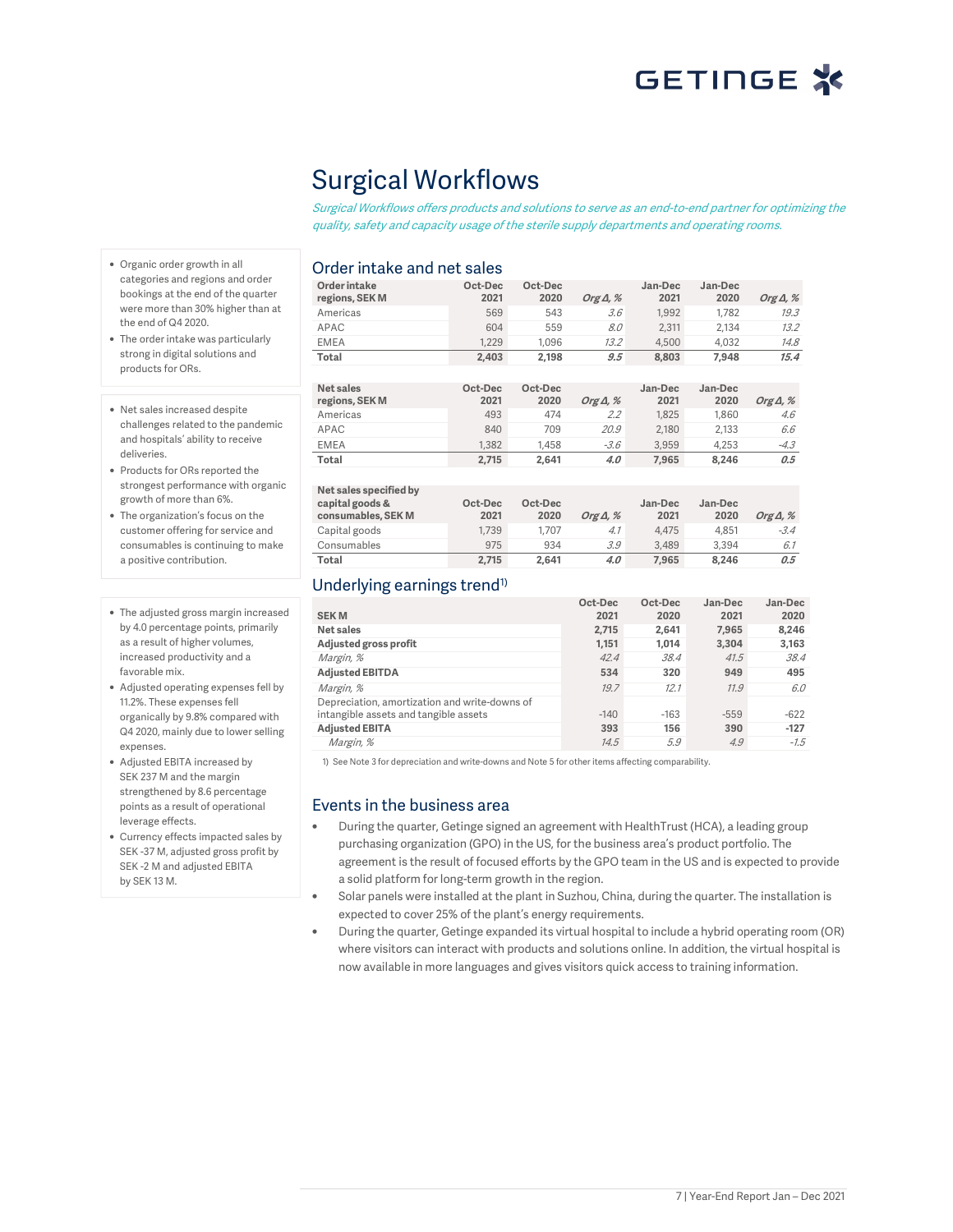# Surgical Workflows

*Surgical Workflows offers products and solutions to serve as an end-to-end partner for optimizing the quality, safety and capacity usage of the sterile supply departments and operating rooms.*

- Organic order growth in all categories and regions and order bookings at the end of the quarter were more than 30% higher than at the end of Q4 2020.
- The order intake was particularly strong in digital solutions and products for ORs.

- Net sales increased despite challenges related to the pandemic and hospitals' ability to receive deliveries.
- Products for ORs reported the strongest performance with organic growth of more than 6%.
- The organization's focus on the customer offering for service and consumables is continuing to make a positive contribution.

- The adjusted gross margin increased by 4.0 percentage points, primarily as a result of higher volumes, increased productivity and a favorable mix.
- Adjusted operating expenses fell by 11.2%. These expenses fell organically by 9.8% compared with Q4 2020, mainly due to lower selling expenses.
- Adjusted EBITA increased by SEK 237 M and the margin strengthened by 8.6 percentage points as a result of operational leverage effects.
- Currency effects impacted sales by SEK -37 M, adjusted gross profit by SEK -2 M and adjusted EBITA by SEK 13 M.

## Order intake and net sales

| Order intake regions, SEK M | Oct-Dec 2021 | Oct-Dec 2020 | Org Δ, % | Jan-Dec 2021 | Jan-Dec 2020 | Org Δ, % |
|---|---|---|---|---|---|---|
| Americas | 569 | 543 | *3.6* | 1,992 | 1,782 | *19.3* |
| APAC | 604 | 559 | *8.0* | 2,311 | 2,134 | *13.2* |
| EMEA | 1,229 | 1,096 | *13.2* | 4,500 | 4,032 | *14.8* |
| **Total** | **2,403** | **2,198** | ***9.5*** | **8,803** | **7,948** | ***15.4*** |

| Net sales regions, SEK M | Oct-Dec 2021 | Oct-Dec 2020 | Org Δ, % | Jan-Dec 2021 | Jan-Dec 2020 | Org Δ, % |
|---|---|---|---|---|---|---|
| Americas | 493 | 474 | *2.2* | 1,825 | 1,860 | *4.6* |
| APAC | 840 | 709 | *20.9* | 2,180 | 2,133 | *6.6* |
| EMEA | 1,382 | 1,458 | *-3.6* | 3,959 | 4,253 | *-4.3* |
| **Total** | **2,715** | **2,641** | ***4.0*** | **7,965** | **8,246** | ***0.5*** |

| Net sales specified by capital goods & consumables, SEK M | Oct-Dec 2021 | Oct-Dec 2020 | Org Δ, % | Jan-Dec 2021 | Jan-Dec 2020 | Org Δ, % |
|---|---|---|---|---|---|---|
| Capital goods | 1,739 | 1,707 | *4.1* | 4,475 | 4,851 | *-3.4* |
| Consumables | 975 | 934 | *3.9* | 3,489 | 3,394 | *6.1* |
| **Total** | **2,715** | **2,641** | ***4.0*** | **7,965** | **8,246** | ***0.5*** |

## Underlying earnings trend[1]

| SEK M | Oct-Dec 2021 | Oct-Dec 2020 | Jan-Dec 2021 | Jan-Dec 2020 |
|---|---|---|---|---|
| **Net sales** | **2,715** | **2,641** | **7,965** | **8,246** |
| **Adjusted gross profit** | **1,151** | **1,014** | **3,304** | **3,163** |
| *Margin, %* | *42.4* | *38.4* | *41.5* | *38.4* |
| **Adjusted EBITDA** | **534** | **320** | **949** | **495** |
| *Margin, %* | *19.7* | *12.1* | *11.9* | *6.0* |
| Depreciation, amortization and write-downs of intangible assets and tangible assets | -140 | -163 | -559 | -622 |
| **Adjusted EBITA** | **393** | **156** | **390** | **-127** |
| *Margin, %* | *14.5* | *5.9* | *4.9* | *-1.5* |

1) See Note 3 for depreciation and write-downs and Note 5 for other items affecting comparability.

## Events in the business area

- During the quarter, Getinge signed an agreement with HealthTrust (HCA), a leading group purchasing organization (GPO) in the US, for the business area's product portfolio. The agreement is the result of focused efforts by the GPO team in the US and is expected to provide a solid platform for long-term growth in the region.
- Solar panels were installed at the plant in Suzhou, China, during the quarter. The installation is expected to cover 25% of the plant's energy requirements.
- During the quarter, Getinge expanded its virtual hospital to include a hybrid operating room (OR) where visitors can interact with products and solutions online. In addition, the virtual hospital is now available in more languages and gives visitors quick access to training information.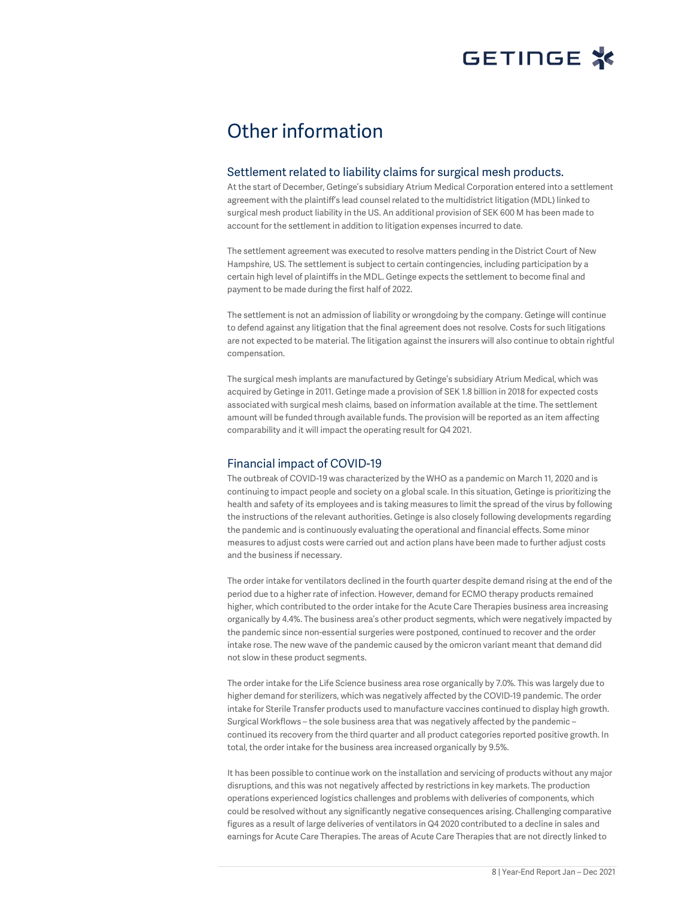# Other information

## Settlement related to liability claims for surgical mesh products.

At the start of December, Getinge's subsidiary Atrium Medical Corporation entered into a settlement agreement with the plaintiff's lead counsel related to the multidistrict litigation (MDL) linked to surgical mesh product liability in the US. An additional provision of SEK 600 M has been made to account for the settlement in addition to litigation expenses incurred to date.

The settlement agreement was executed to resolve matters pending in the District Court of New Hampshire, US. The settlement is subject to certain contingencies, including participation by a certain high level of plaintiffs in the MDL. Getinge expects the settlement to become final and payment to be made during the first half of 2022.

The settlement is not an admission of liability or wrongdoing by the company. Getinge will continue to defend against any litigation that the final agreement does not resolve. Costs for such litigations are not expected to be material. The litigation against the insurers will also continue to obtain rightful compensation.

The surgical mesh implants are manufactured by Getinge's subsidiary Atrium Medical, which was acquired by Getinge in 2011. Getinge made a provision of SEK 1.8 billion in 2018 for expected costs associated with surgical mesh claims, based on information available at the time. The settlement amount will be funded through available funds. The provision will be reported as an item affecting comparability and it will impact the operating result for Q4 2021.

## Financial impact of COVID-19

The outbreak of COVID-19 was characterized by the WHO as a pandemic on March 11, 2020 and is continuing to impact people and society on a global scale. In this situation, Getinge is prioritizing the health and safety of its employees and is taking measures to limit the spread of the virus by following the instructions of the relevant authorities. Getinge is also closely following developments regarding the pandemic and is continuously evaluating the operational and financial effects. Some minor measures to adjust costs were carried out and action plans have been made to further adjust costs and the business if necessary.

The order intake for ventilators declined in the fourth quarter despite demand rising at the end of the period due to a higher rate of infection. However, demand for ECMO therapy products remained higher, which contributed to the order intake for the Acute Care Therapies business area increasing organically by 4.4%. The business area's other product segments, which were negatively impacted by the pandemic since non-essential surgeries were postponed, continued to recover and the order intake rose. The new wave of the pandemic caused by the omicron variant meant that demand did not slow in these product segments.

The order intake for the Life Science business area rose organically by 7.0%. This was largely due to higher demand for sterilizers, which was negatively affected by the COVID-19 pandemic. The order intake for Sterile Transfer products used to manufacture vaccines continued to display high growth. Surgical Workflows – the sole business area that was negatively affected by the pandemic – continued its recovery from the third quarter and all product categories reported positive growth. In total, the order intake for the business area increased organically by 9.5%.

It has been possible to continue work on the installation and servicing of products without any major disruptions, and this was not negatively affected by restrictions in key markets. The production operations experienced logistics challenges and problems with deliveries of components, which could be resolved without any significantly negative consequences arising. Challenging comparative figures as a result of large deliveries of ventilators in Q4 2020 contributed to a decline in sales and earnings for Acute Care Therapies. The areas of Acute Care Therapies that are not directly linked to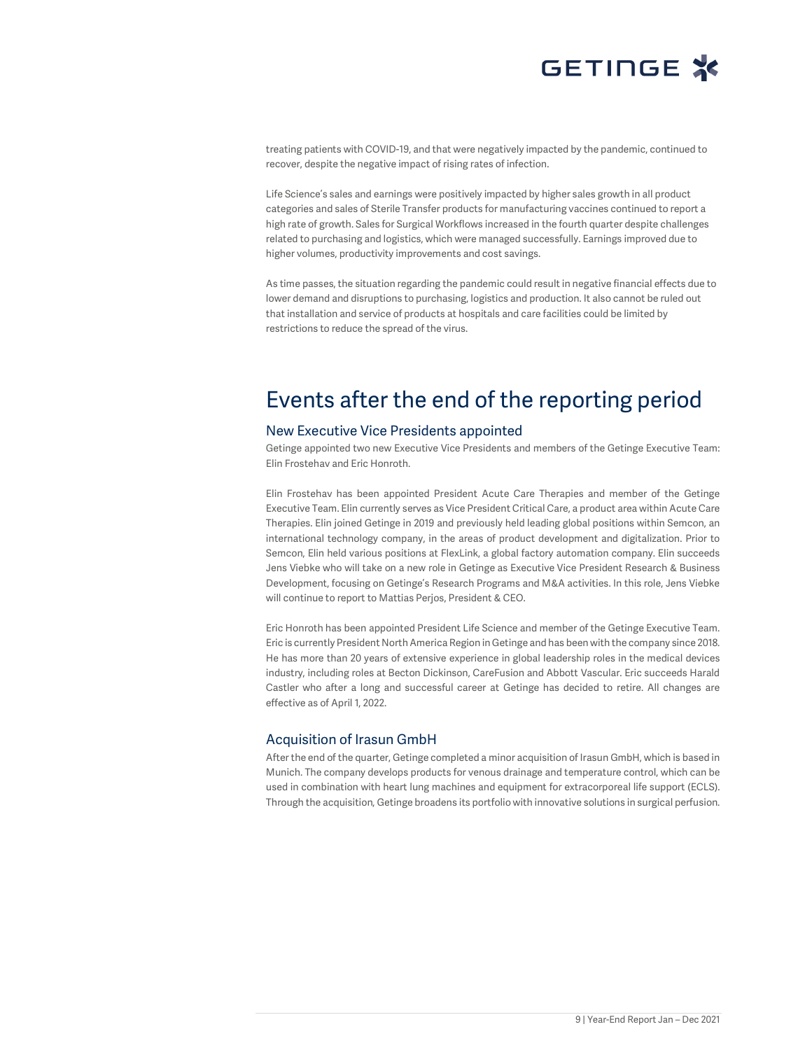treating patients with COVID-19, and that were negatively impacted by the pandemic, continued to recover, despite the negative impact of rising rates of infection.

Life Science's sales and earnings were positively impacted by higher sales growth in all product categories and sales of Sterile Transfer products for manufacturing vaccines continued to report a high rate of growth. Sales for Surgical Workflows increased in the fourth quarter despite challenges related to purchasing and logistics, which were managed successfully. Earnings improved due to higher volumes, productivity improvements and cost savings.

As time passes, the situation regarding the pandemic could result in negative financial effects due to lower demand and disruptions to purchasing, logistics and production. It also cannot be ruled out that installation and service of products at hospitals and care facilities could be limited by restrictions to reduce the spread of the virus.

# Events after the end of the reporting period

## New Executive Vice Presidents appointed

Getinge appointed two new Executive Vice Presidents and members of the Getinge Executive Team: Elin Frostehav and Eric Honroth.

Elin Frostehav has been appointed President Acute Care Therapies and member of the Getinge Executive Team. Elin currently serves as Vice President Critical Care, a product area within Acute Care Therapies. Elin joined Getinge in 2019 and previously held leading global positions within Semcon, an international technology company, in the areas of product development and digitalization. Prior to Semcon, Elin held various positions at FlexLink, a global factory automation company. Elin succeeds Jens Viebke who will take on a new role in Getinge as Executive Vice President Research & Business Development, focusing on Getinge's Research Programs and M&A activities. In this role, Jens Viebke will continue to report to Mattias Perjos, President & CEO.

Eric Honroth has been appointed President Life Science and member of the Getinge Executive Team. Eric is currently President North America Region in Getinge and has been with the company since 2018. He has more than 20 years of extensive experience in global leadership roles in the medical devices industry, including roles at Becton Dickinson, CareFusion and Abbott Vascular. Eric succeeds Harald Castler who after a long and successful career at Getinge has decided to retire. All changes are effective as of April 1, 2022.

## Acquisition of Irasun GmbH

After the end of the quarter, Getinge completed a minor acquisition of Irasun GmbH, which is based in Munich. The company develops products for venous drainage and temperature control, which can be used in combination with heart lung machines and equipment for extracorporeal life support (ECLS). Through the acquisition, Getinge broadens its portfolio with innovative solutions in surgical perfusion.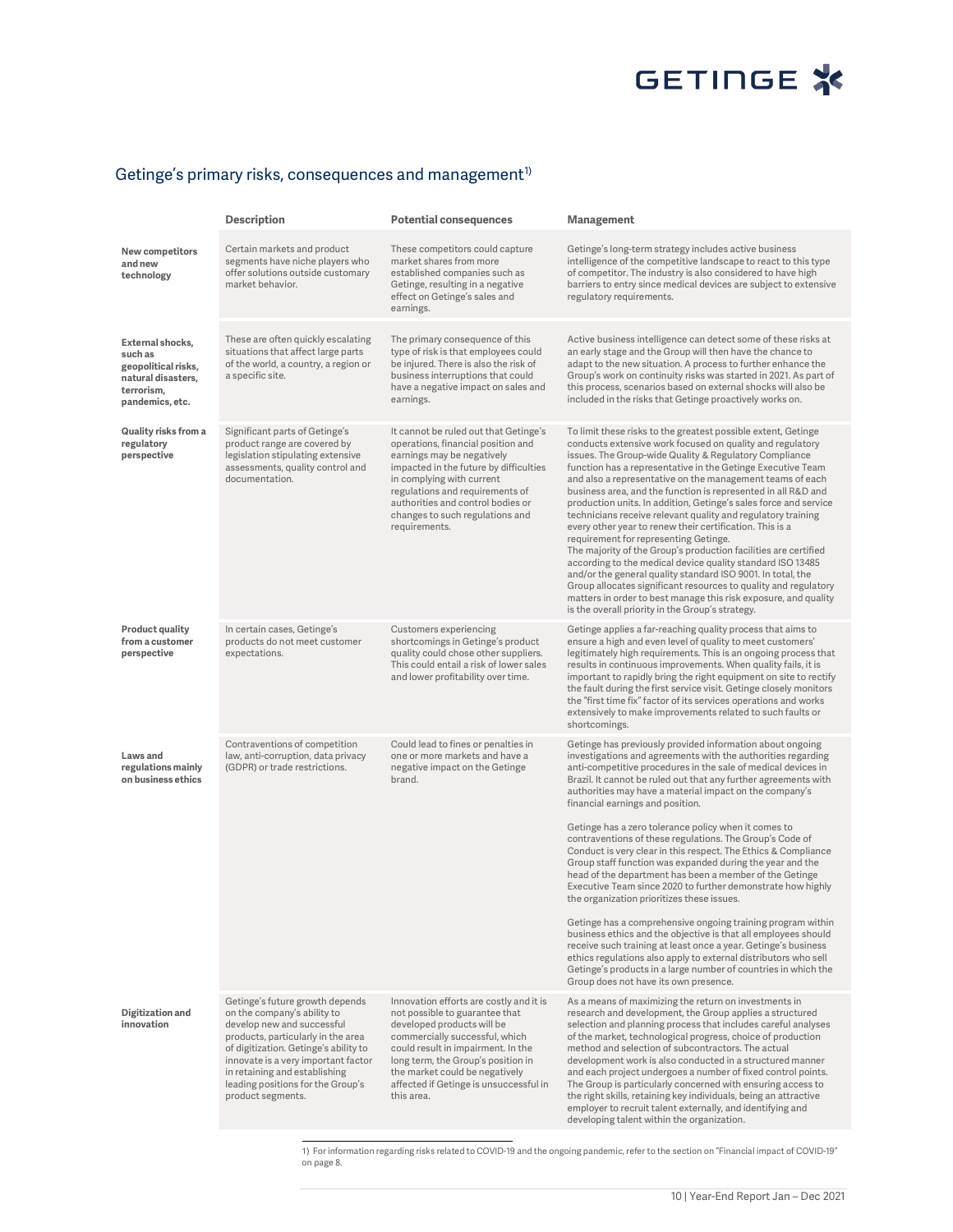## Getinge's primary risks, consequences and management[1]

| | Description | Potential consequences | Management |
|---|---|---|---|
| **New competitors and new technology** | Certain markets and product segments have niche players who offer solutions outside customary market behavior. | These competitors could capture market shares from more established companies such as Getinge, resulting in a negative effect on Getinge's sales and earnings. | Getinge's long-term strategy includes active business intelligence of the competitive landscape to react to this type of competitor. The industry is also considered to have high barriers to entry since medical devices are subject to extensive regulatory requirements. |
| **External shocks, such as geopolitical risks, natural disasters, terrorism, pandemics, etc.** | These are often quickly escalating situations that affect large parts of the world, a country, a region or a specific site. | The primary consequence of this type of risk is that employees could be injured. There is also the risk of business interruptions that could have a negative impact on sales and earnings. | Active business intelligence can detect some of these risks at an early stage and the Group will then have the chance to adapt to the new situation. A process to further enhance the Group's work on continuity risks was started in 2021. As part of this process, scenarios based on external shocks will also be included in the risks that Getinge proactively works on. |
| **Quality risks from a regulatory perspective** | Significant parts of Getinge's product range are covered by legislation stipulating extensive assessments, quality control and documentation. | It cannot be ruled out that Getinge's operations, financial position and earnings may be negatively impacted in the future by difficulties in complying with current regulations and requirements of authorities and control bodies or changes to such regulations and requirements. | To limit these risks to the greatest possible extent, Getinge conducts extensive work focused on quality and regulatory issues. The Group-wide Quality & Regulatory Compliance function has a representative in the Getinge Executive Team and also a representative on the management teams of each business area, and the function is represented in all R&D and production units. In addition, Getinge's sales force and service technicians receive relevant quality and regulatory training every other year to renew their certification. This is a requirement for representing Getinge.<br>The majority of the Group's production facilities are certified according to the medical device quality standard ISO 13485 and/or the general quality standard ISO 9001. In total, the Group allocates significant resources to quality and regulatory matters in order to best manage this risk exposure, and quality is the overall priority in the Group's strategy. |
| **Product quality from a customer perspective** | In certain cases, Getinge's products do not meet customer expectations. | Customers experiencing shortcomings in Getinge's product quality could chose other suppliers. This could entail a risk of lower sales and lower profitability over time. | Getinge applies a far-reaching quality process that aims to ensure a high and even level of quality to meet customers' legitimately high requirements. This is an ongoing process that results in continuous improvements. When quality fails, it is important to rapidly bring the right equipment on site to rectify the fault during the first service visit. Getinge closely monitors the "first time fix" factor of its services operations and works extensively to make improvements related to such faults or shortcomings. |
| **Laws and regulations mainly on business ethics** | Contraventions of competition law, anti-corruption, data privacy (GDPR) or trade restrictions. | Could lead to fines or penalties in one or more markets and have a negative impact on the Getinge brand. | Getinge has previously provided information about ongoing investigations and agreements with the authorities regarding anti-competitive procedures in the sale of medical devices in Brazil. It cannot be ruled out that any further agreements with authorities may have a material impact on the company's financial earnings and position.<br><br>Getinge has a zero tolerance policy when it comes to contraventions of these regulations. The Group's Code of Conduct is very clear in this respect. The Ethics & Compliance Group staff function was expanded during the year and the head of the department has been a member of the Getinge Executive Team since 2020 to further demonstrate how highly the organization prioritizes these issues.<br><br>Getinge has a comprehensive ongoing training program within business ethics and the objective is that all employees should receive such training at least once a year. Getinge's business ethics regulations also apply to external distributors who sell Getinge's products in a large number of countries in which the Group does not have its own presence. |
| **Digitization and innovation** | Getinge's future growth depends on the company's ability to develop new and successful products, particularly in the area of digitization. Getinge's ability to innovate is a very important factor in retaining and establishing leading positions for the Group's product segments. | Innovation efforts are costly and it is not possible to guarantee that developed products will be commercially successful, which could result in impairment. In the long term, the Group's position in the market could be negatively affected if Getinge is unsuccessful in this area. | As a means of maximizing the return on investments in research and development, the Group applies a structured selection and planning process that includes careful analyses of the market, technological progress, choice of production method and selection of subcontractors. The actual development work is also conducted in a structured manner and each project undergoes a number of fixed control points. The Group is particularly concerned with ensuring access to the right skills, retaining key individuals, being an attractive employer to recruit talent externally, and identifying and developing talent within the organization. |

1) For information regarding risks related to COVID-19 and the ongoing pandemic, refer to the section on "Financial impact of COVID-19" on page 8.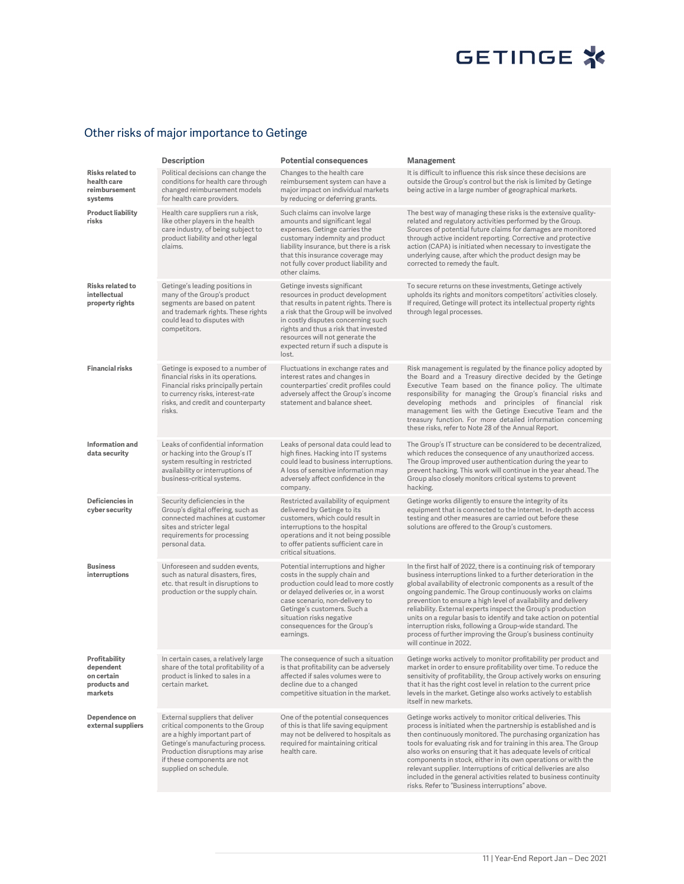## Other risks of major importance to Getinge

| | Description | Potential consequences | Management |
|---|---|---|---|
| **Risks related to health care reimbursement systems** | Political decisions can change the conditions for health care through changed reimbursement models for health care providers. | Changes to the health care reimbursement system can have a major impact on individual markets by reducing or deferring grants. | It is difficult to influence this risk since these decisions are outside the Group's control but the risk is limited by Getinge being active in a large number of geographical markets. |
| **Product liability risks** | Health care suppliers run a risk, like other players in the health care industry, of being subject to product liability and other legal claims. | Such claims can involve large amounts and significant legal expenses. Getinge carries the customary indemnity and product liability insurance, but there is a risk that this insurance coverage may not fully cover product liability and other claims. | The best way of managing these risks is the extensive quality-related and regulatory activities performed by the Group. Sources of potential future claims for damages are monitored through active incident reporting. Corrective and protective action (CAPA) is initiated when necessary to investigate the underlying cause, after which the product design may be corrected to remedy the fault. |
| **Risks related to intellectual property rights** | Getinge's leading positions in many of the Group's product segments are based on patent and trademark rights. These rights could lead to disputes with competitors. | Getinge invests significant resources in product development that results in patent rights. There is a risk that the Group will be involved in costly disputes concerning such rights and thus a risk that invested resources will not generate the expected return if such a dispute is lost. | To secure returns on these investments, Getinge actively upholds its rights and monitors competitors' activities closely. If required, Getinge will protect its intellectual property rights through legal processes. |
| **Financial risks** | Getinge is exposed to a number of financial risks in its operations. Financial risks principally pertain to currency risks, interest-rate risks, and credit and counterparty risks. | Fluctuations in exchange rates and interest rates and changes in counterparties' credit profiles could adversely affect the Group's income statement and balance sheet. | Risk management is regulated by the finance policy adopted by the Board and a Treasury directive decided by the Getinge Executive Team based on the finance policy. The ultimate responsibility for managing the Group's financial risks and developing methods and principles of financial risk management lies with the Getinge Executive Team and the treasury function. For more detailed information concerning these risks, refer to Note 28 of the Annual Report. |
| **Information and data security** | Leaks of confidential information or hacking into the Group's IT system resulting in restricted availability or interruptions of business-critical systems. | Leaks of personal data could lead to high fines. Hacking into IT systems could lead to business interruptions. A loss of sensitive information may adversely affect confidence in the company. | The Group's IT structure can be considered to be decentralized, which reduces the consequence of any unauthorized access. The Group improved user authentication during the year to prevent hacking. This work will continue in the year ahead. The Group also closely monitors critical systems to prevent hacking. |
| **Deficiencies in cyber security** | Security deficiencies in the Group's digital offering, such as connected machines at customer sites and stricter legal requirements for processing personal data. | Restricted availability of equipment delivered by Getinge to its customers, which could result in interruptions to the hospital operations and it not being possible to offer patients sufficient care in critical situations. | Getinge works diligently to ensure the integrity of its equipment that is connected to the Internet. In-depth access testing and other measures are carried out before these solutions are offered to the Group's customers. |
| **Business interruptions** | Unforeseen and sudden events, such as natural disasters, fires, etc. that result in disruptions to production or the supply chain. | Potential interruptions and higher costs in the supply chain and production could lead to more costly or delayed deliveries or, in a worst case scenario, non-delivery to Getinge's customers. Such a situation risks negative consequences for the Group's earnings. | In the first half of 2022, there is a continuing risk of temporary business interruptions linked to a further deterioration in the global availability of electronic components as a result of the ongoing pandemic. The Group continuously works on claims prevention to ensure a high level of availability and delivery reliability. External experts inspect the Group's production units on a regular basis to identify and take action on potential interruption risks, following a Group-wide standard. The process of further improving the Group's business continuity will continue in 2022. |
| **Profitability dependent on certain products and markets** | In certain cases, a relatively large share of the total profitability of a product is linked to sales in a certain market. | The consequence of such a situation is that profitability can be adversely affected if sales volumes were to decline due to a changed competitive situation in the market. | Getinge works actively to monitor profitability per product and market in order to ensure profitability over time. To reduce the sensitivity of profitability, the Group actively works on ensuring that it has the right cost level in relation to the current price levels in the markets. Getinge also works actively to establish itself in new markets. |
| **Dependence on external suppliers** | External suppliers that deliver critical components to the Group are a highly important part of Getinge's manufacturing process. Production disruptions may arise if these components are not supplied on schedule. | One of the potential consequences of this is that life saving equipment may not be delivered to hospitals as required for maintaining critical health care. | Getinge works actively to monitor critical deliveries. This process is initiated when the partnership is established and is then continuously monitored. The purchasing organization has tools for evaluating risk and for training in this area. The Group also works on ensuring that it has adequate levels of critical components in stock, either in its own operations or with the relevant supplier. Interruptions of critical deliveries are also included in the general activities related to business continuity risks. Refer to "Business interruptions" above. |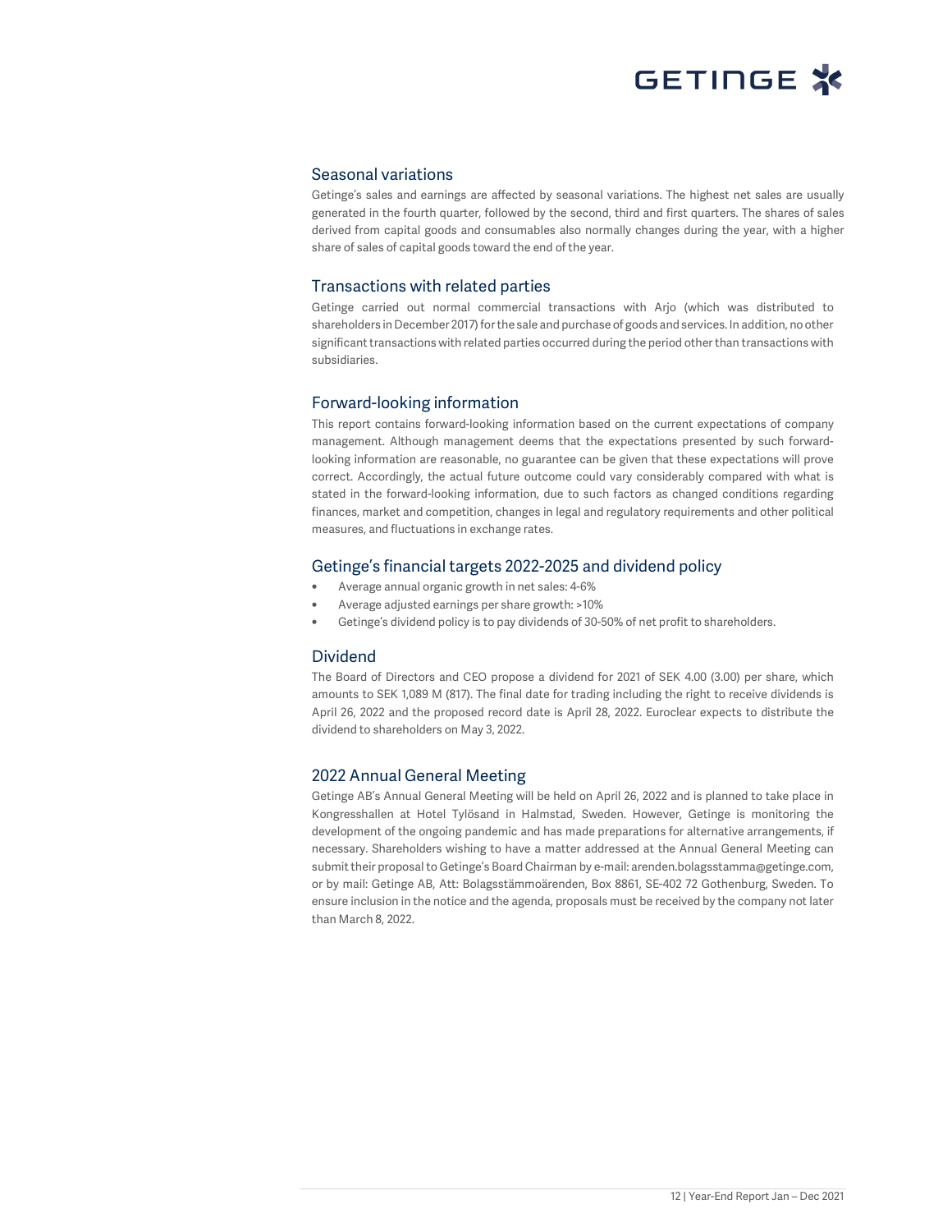## Seasonal variations

Getinge's sales and earnings are affected by seasonal variations. The highest net sales are usually generated in the fourth quarter, followed by the second, third and first quarters. The shares of sales derived from capital goods and consumables also normally changes during the year, with a higher share of sales of capital goods toward the end of the year.

## Transactions with related parties

Getinge carried out normal commercial transactions with Arjo (which was distributed to shareholders in December 2017) for the sale and purchase of goods and services. In addition, no other significant transactions with related parties occurred during the period other than transactions with subsidiaries.

## Forward-looking information

This report contains forward-looking information based on the current expectations of company management. Although management deems that the expectations presented by such forward-looking information are reasonable, no guarantee can be given that these expectations will prove correct. Accordingly, the actual future outcome could vary considerably compared with what is stated in the forward-looking information, due to such factors as changed conditions regarding finances, market and competition, changes in legal and regulatory requirements and other political measures, and fluctuations in exchange rates.

## Getinge's financial targets 2022-2025 and dividend policy

- Average annual organic growth in net sales: 4-6%
- Average adjusted earnings per share growth: >10%
- Getinge's dividend policy is to pay dividends of 30-50% of net profit to shareholders.

## Dividend

The Board of Directors and CEO propose a dividend for 2021 of SEK 4.00 (3.00) per share, which amounts to SEK 1,089 M (817). The final date for trading including the right to receive dividends is April 26, 2022 and the proposed record date is April 28, 2022. Euroclear expects to distribute the dividend to shareholders on May 3, 2022.

## 2022 Annual General Meeting

Getinge AB's Annual General Meeting will be held on April 26, 2022 and is planned to take place in Kongresshallen at Hotel Tylösand in Halmstad, Sweden. However, Getinge is monitoring the development of the ongoing pandemic and has made preparations for alternative arrangements, if necessary. Shareholders wishing to have a matter addressed at the Annual General Meeting can submit their proposal to Getinge's Board Chairman by e-mail: arenden.bolagsstamma@getinge.com, or by mail: Getinge AB, Att: Bolagsstämmoärenden, Box 8861, SE-402 72 Gothenburg, Sweden. To ensure inclusion in the notice and the agenda, proposals must be received by the company not later than March 8, 2022.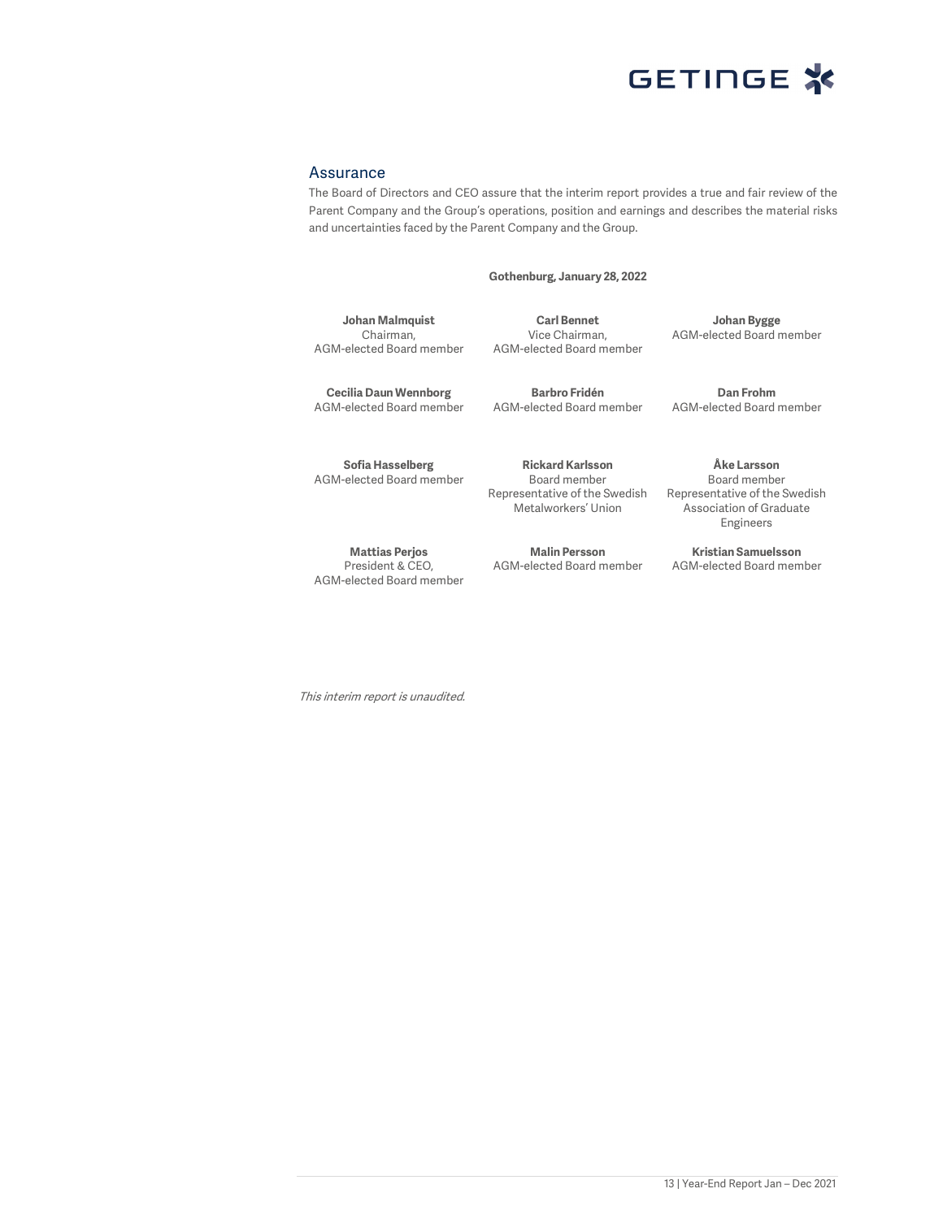## Assurance

The Board of Directors and CEO assure that the interim report provides a true and fair review of the Parent Company and the Group's operations, position and earnings and describes the material risks and uncertainties faced by the Parent Company and the Group.

**Gothenburg, January 28, 2022**

**Johan Malmquist**
Chairman,
AGM-elected Board member

**Carl Bennet**
Vice Chairman,
AGM-elected Board member

**Johan Bygge**
AGM-elected Board member

**Cecilia Daun Wennborg**
AGM-elected Board member

**Barbro Fridén**
AGM-elected Board member

**Dan Frohm**
AGM-elected Board member

**Sofia Hasselberg**
AGM-elected Board member

**Rickard Karlsson**
Board member
Representative of the Swedish Metalworkers' Union

**Åke Larsson**
Board member
Representative of the Swedish Association of Graduate Engineers

**Mattias Perjos**
President & CEO,
AGM-elected Board member

**Malin Persson**
AGM-elected Board member

**Kristian Samuelsson**
AGM-elected Board member

*This interim report is unaudited.*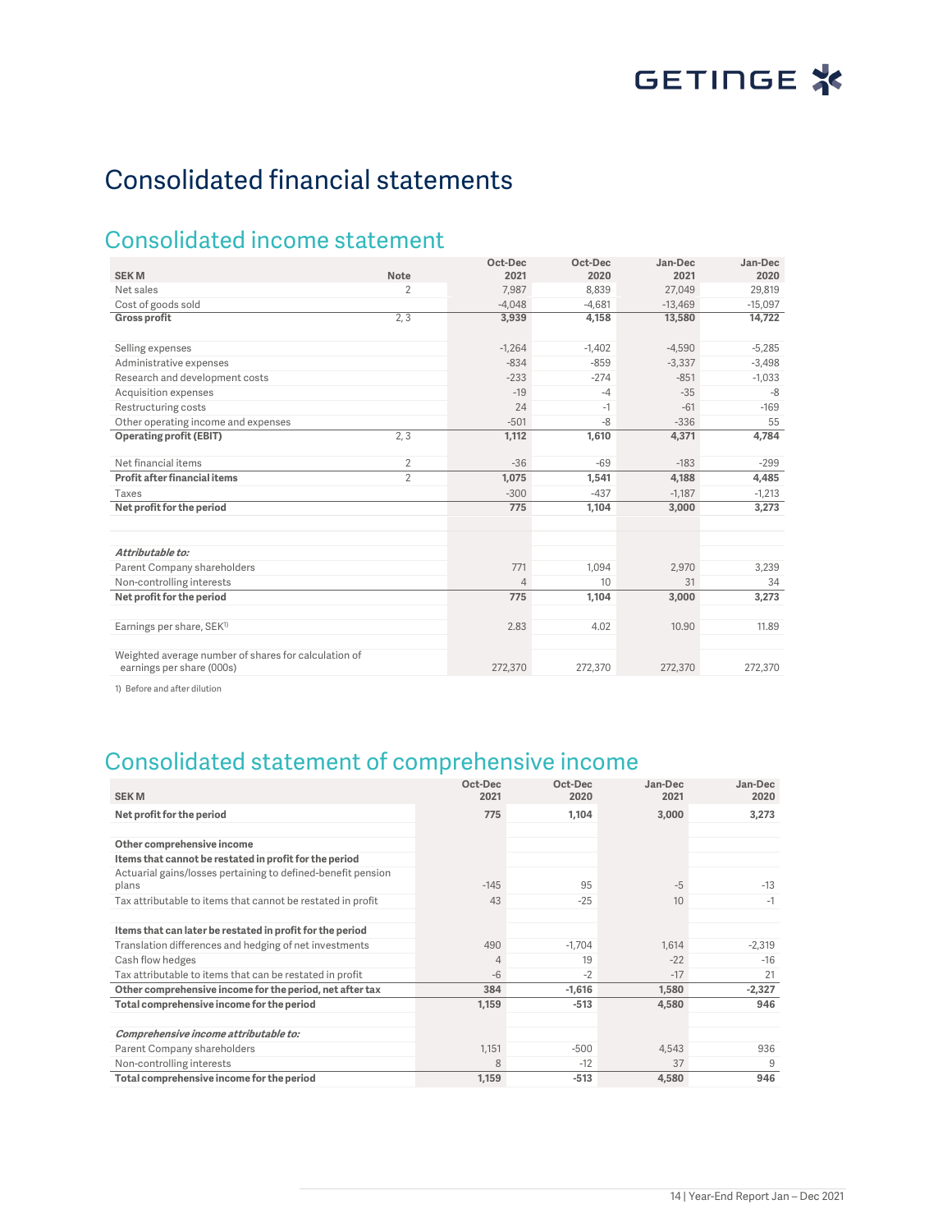# Consolidated financial statements

## Consolidated income statement

| SEK M | Note | Oct-Dec 2021 | Oct-Dec 2020 | Jan-Dec 2021 | Jan-Dec 2020 |
|---|---|---|---|---|---|
| Net sales | 2 | 7,987 | 8,839 | 27,049 | 29,819 |
| Cost of goods sold | | -4,048 | -4,681 | -13,469 | -15,097 |
| **Gross profit** | 2, 3 | **3,939** | **4,158** | **13,580** | **14,722** |
| | | | | | |
| Selling expenses | | -1,264 | -1,402 | -4,590 | -5,285 |
| Administrative expenses | | -834 | -859 | -3,337 | -3,498 |
| Research and development costs | | -233 | -274 | -851 | -1,033 |
| Acquisition expenses | | -19 | -4 | -35 | -8 |
| Restructuring costs | | 24 | -1 | -61 | -169 |
| Other operating income and expenses | | -501 | -8 | -336 | 55 |
| **Operating profit (EBIT)** | 2, 3 | **1,112** | **1,610** | **4,371** | **4,784** |
| | | | | | |
| Net financial items | 2 | -36 | -69 | -183 | -299 |
| **Profit after financial items** | 2 | **1,075** | **1,541** | **4,188** | **4,485** |
| Taxes | | -300 | -437 | -1,187 | -1,213 |
| **Net profit for the period** | | **775** | **1,104** | **3,000** | **3,273** |
| | | | | | |
| ***Attributable to:*** | | | | | |
| Parent Company shareholders | | 771 | 1,094 | 2,970 | 3,239 |
| Non-controlling interests | | 4 | 10 | 31 | 34 |
| **Net profit for the period** | | **775** | **1,104** | **3,000** | **3,273** |
| | | | | | |
| Earnings per share, SEK[1] | | 2.83 | 4.02 | 10.90 | 11.89 |
| | | | | | |
| Weighted average number of shares for calculation of earnings per share (000s) | | 272,370 | 272,370 | 272,370 | 272,370 |

1) Before and after dilution

## Consolidated statement of comprehensive income

| SEK M | Oct-Dec 2021 | Oct-Dec 2020 | Jan-Dec 2021 | Jan-Dec 2020 |
|---|---|---|---|---|
| **Net profit for the period** | **775** | **1,104** | **3,000** | **3,273** |
| | | | | |
| **Other comprehensive income** | | | | |
| **Items that cannot be restated in profit for the period** | | | | |
| Actuarial gains/losses pertaining to defined-benefit pension plans | -145 | 95 | -5 | -13 |
| Tax attributable to items that cannot be restated in profit | 43 | -25 | 10 | -1 |
| | | | | |
| **Items that can later be restated in profit for the period** | | | | |
| Translation differences and hedging of net investments | 490 | -1,704 | 1,614 | -2,319 |
| Cash flow hedges | 4 | 19 | -22 | -16 |
| Tax attributable to items that can be restated in profit | -6 | -2 | -17 | 21 |
| **Other comprehensive income for the period, net after tax** | **384** | **-1,616** | **1,580** | **-2,327** |
| **Total comprehensive income for the period** | **1,159** | **-513** | **4,580** | **946** |
| | | | | |
| ***Comprehensive income attributable to:*** | | | | |
| Parent Company shareholders | 1,151 | -500 | 4,543 | 936 |
| Non-controlling interests | 8 | -12 | 37 | 9 |
| **Total comprehensive income for the period** | **1,159** | **-513** | **4,580** | **946** |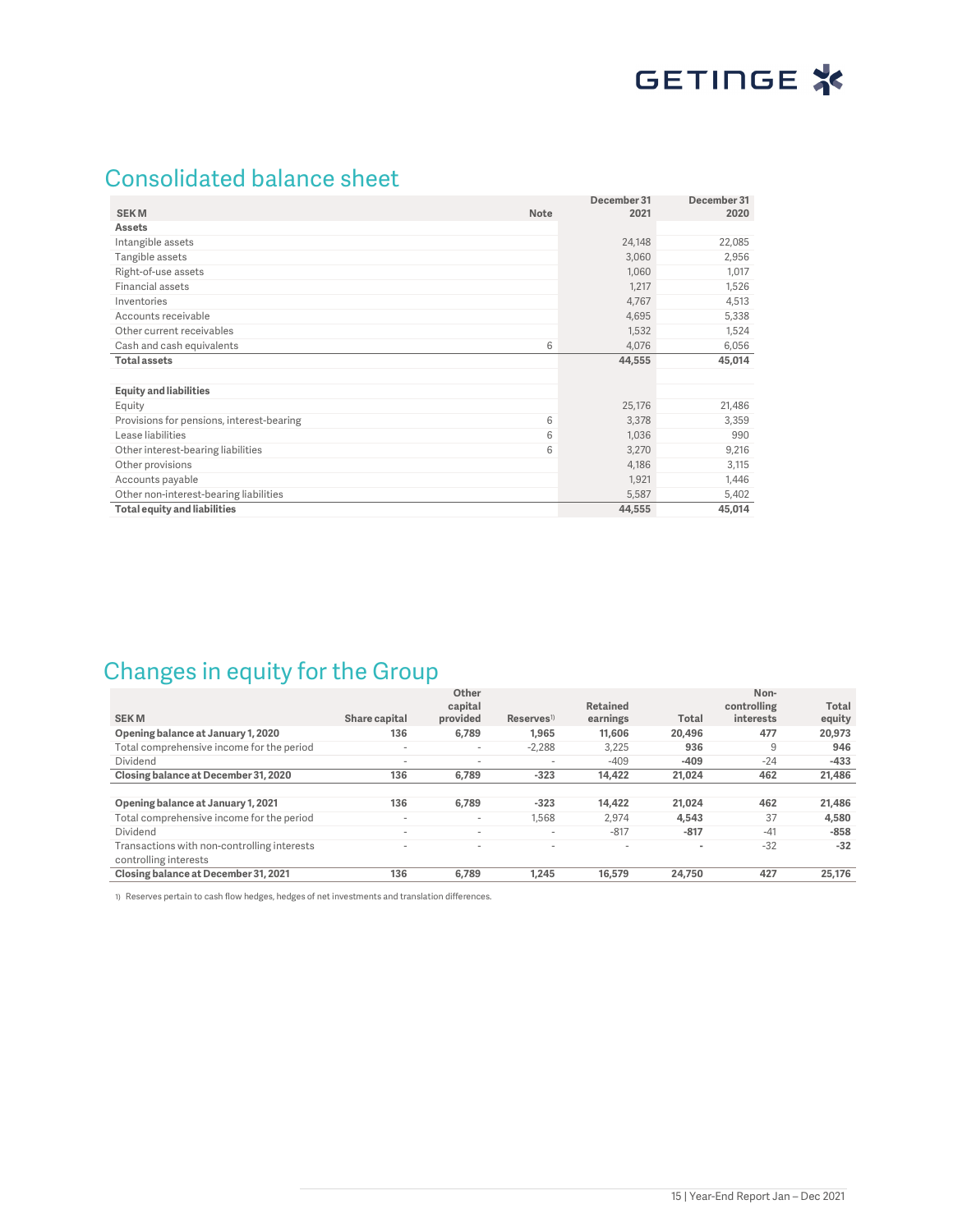## Consolidated balance sheet

| SEK M | Note | December 31 2021 | December 31 2020 |
|---|---|---|---|
| **Assets** | | | |
| Intangible assets | | 24,148 | 22,085 |
| Tangible assets | | 3,060 | 2,956 |
| Right-of-use assets | | 1,060 | 1,017 |
| Financial assets | | 1,217 | 1,526 |
| Inventories | | 4,767 | 4,513 |
| Accounts receivable | | 4,695 | 5,338 |
| Other current receivables | | 1,532 | 1,524 |
| Cash and cash equivalents | 6 | 4,076 | 6,056 |
| **Total assets** | | **44,555** | **45,014** |
| | | | |
| **Equity and liabilities** | | | |
| Equity | | 25,176 | 21,486 |
| Provisions for pensions, interest-bearing | 6 | 3,378 | 3,359 |
| Lease liabilities | 6 | 1,036 | 990 |
| Other interest-bearing liabilities | 6 | 3,270 | 9,216 |
| Other provisions | | 4,186 | 3,115 |
| Accounts payable | | 1,921 | 1,446 |
| Other non-interest-bearing liabilities | | 5,587 | 5,402 |
| **Total equity and liabilities** | | **44,555** | **45,014** |

## Changes in equity for the Group

| SEK M | Share capital | Other capital provided | Reserves[1] | Retained earnings | Total | Non-controlling interests | Total equity |
|---|---|---|---|---|---|---|---|
| **Opening balance at January 1, 2020** | **136** | **6,789** | **1,965** | **11,606** | **20,496** | **477** | **20,973** |
| Total comprehensive income for the period | - | - | -2,288 | 3,225 | **936** | 9 | **946** |
| Dividend | - | - | - | -409 | **-409** | -24 | **-433** |
| **Closing balance at December 31, 2020** | **136** | **6,789** | **-323** | **14,422** | **21,024** | **462** | **21,486** |
| | | | | | | | |
| **Opening balance at January 1, 2021** | **136** | **6,789** | **-323** | **14,422** | **21,024** | **462** | **21,486** |
| Total comprehensive income for the period | - | - | 1,568 | 2,974 | **4,543** | 37 | **4,580** |
| Dividend | - | - | - | -817 | **-817** | -41 | **-858** |
| Transactions with non-controlling interests controlling interests | - | - | - | - | **-** | -32 | **-32** |
| **Closing balance at December 31, 2021** | **136** | **6,789** | **1,245** | **16,579** | **24,750** | **427** | **25,176** |

1) Reserves pertain to cash flow hedges, hedges of net investments and translation differences.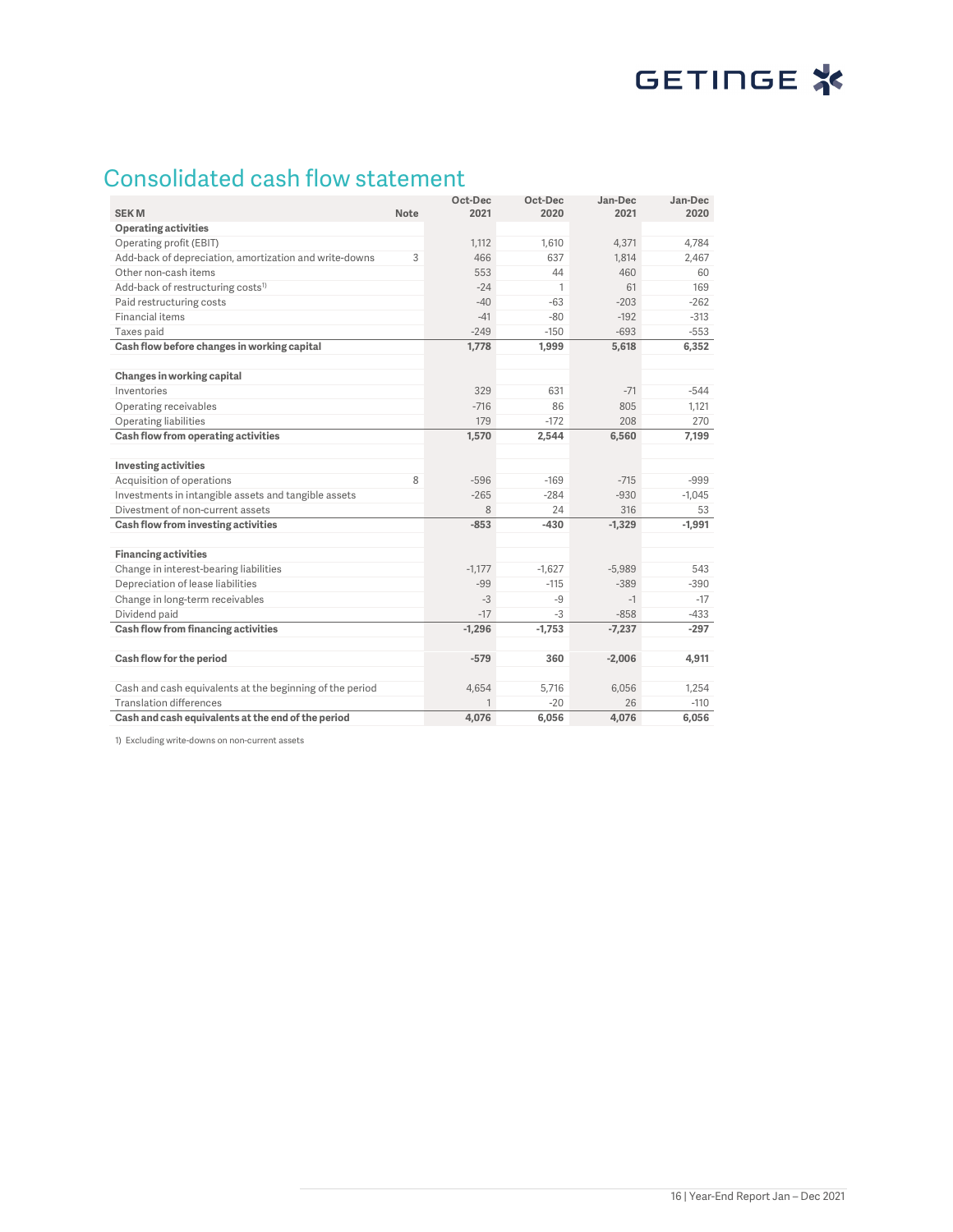# Consolidated cash flow statement

| SEK M | Note | Oct-Dec 2021 | Oct-Dec 2020 | Jan-Dec 2021 | Jan-Dec 2020 |
|---|---|---|---|---|---|
| **Operating activities** | | | | | |
| Operating profit (EBIT) | | 1,112 | 1,610 | 4,371 | 4,784 |
| Add-back of depreciation, amortization and write-downs | 3 | 466 | 637 | 1,814 | 2,467 |
| Other non-cash items | | 553 | 44 | 460 | 60 |
| Add-back of restructuring costs[1] | | -24 | 1 | 61 | 169 |
| Paid restructuring costs | | -40 | -63 | -203 | -262 |
| Financial items | | -41 | -80 | -192 | -313 |
| Taxes paid | | -249 | -150 | -693 | -553 |
| **Cash flow before changes in working capital** | | **1,778** | **1,999** | **5,618** | **6,352** |
| | | | | | |
| **Changes in working capital** | | | | | |
| Inventories | | 329 | 631 | -71 | -544 |
| Operating receivables | | -716 | 86 | 805 | 1,121 |
| Operating liabilities | | 179 | -172 | 208 | 270 |
| **Cash flow from operating activities** | | **1,570** | **2,544** | **6,560** | **7,199** |
| | | | | | |
| **Investing activities** | | | | | |
| Acquisition of operations | 8 | -596 | -169 | -715 | -999 |
| Investments in intangible assets and tangible assets | | -265 | -284 | -930 | -1,045 |
| Divestment of non-current assets | | 8 | 24 | 316 | 53 |
| **Cash flow from investing activities** | | **-853** | **-430** | **-1,329** | **-1,991** |
| | | | | | |
| **Financing activities** | | | | | |
| Change in interest-bearing liabilities | | -1,177 | -1,627 | -5,989 | 543 |
| Depreciation of lease liabilities | | -99 | -115 | -389 | -390 |
| Change in long-term receivables | | -3 | -9 | -1 | -17 |
| Dividend paid | | -17 | -3 | -858 | -433 |
| **Cash flow from financing activities** | | **-1,296** | **-1,753** | **-7,237** | **-297** |
| | | | | | |
| **Cash flow for the period** | | **-579** | **360** | **-2,006** | **4,911** |
| | | | | | |
| Cash and cash equivalents at the beginning of the period | | 4,654 | 5,716 | 6,056 | 1,254 |
| Translation differences | | 1 | -20 | 26 | -110 |
| **Cash and cash equivalents at the end of the period** | | **4,076** | **6,056** | **4,076** | **6,056** |

1) Excluding write-downs on non-current assets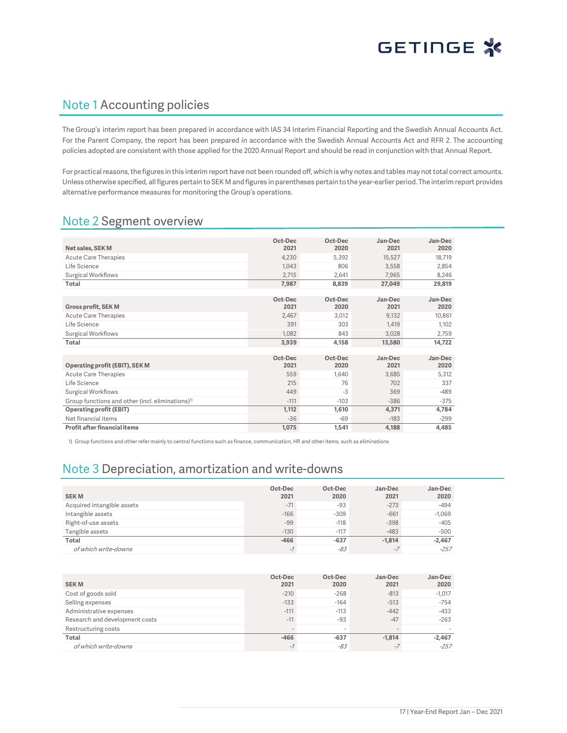## Note 1 Accounting policies

The Group's interim report has been prepared in accordance with IAS 34 Interim Financial Reporting and the Swedish Annual Accounts Act. For the Parent Company, the report has been prepared in accordance with the Swedish Annual Accounts Act and RFR 2. The accounting policies adopted are consistent with those applied for the 2020 Annual Report and should be read in conjunction with that Annual Report.

For practical reasons, the figures in this interim report have not been rounded off, which is why notes and tables may not total correct amounts. Unless otherwise specified, all figures pertain to SEK M and figures in parentheses pertain to the year-earlier period. The interim report provides alternative performance measures for monitoring the Group's operations.

## Note 2 Segment overview

| Net sales, SEK M | Oct-Dec 2021 | Oct-Dec 2020 | Jan-Dec 2021 | Jan-Dec 2020 |
|---|---|---|---|---|
| Acute Care Therapies | 4,230 | 5,392 | 15,527 | 18,719 |
| Life Science | 1,043 | 806 | 3,558 | 2,854 |
| Surgical Workflows | 2,715 | 2,641 | 7,965 | 8,246 |
| **Total** | **7,987** | **8,839** | **27,049** | **29,819** |

| Gross profit, SEK M | Oct-Dec 2021 | Oct-Dec 2020 | Jan-Dec 2021 | Jan-Dec 2020 |
|---|---|---|---|---|
| Acute Care Therapies | 2,467 | 3,012 | 9,132 | 10,861 |
| Life Science | 391 | 303 | 1,419 | 1,102 |
| Surgical Workflows | 1,082 | 843 | 3,028 | 2,759 |
| **Total** | **3,939** | **4,158** | **13,580** | **14,722** |

| Operating profit (EBIT), SEK M | Oct-Dec 2021 | Oct-Dec 2020 | Jan-Dec 2021 | Jan-Dec 2020 |
|---|---|---|---|---|
| Acute Care Therapies | 559 | 1,640 | 3,685 | 5,312 |
| Life Science | 215 | 76 | 702 | 337 |
| Surgical Workflows | 449 | -3 | 369 | -489 |
| Group functions and other (incl. eliminations)[1] | -111 | -103 | -386 | -375 |
| **Operating profit (EBIT)** | **1,112** | **1,610** | **4,371** | **4,784** |
| Net financial items | -36 | -69 | -183 | -299 |
| **Profit after financial items** | **1,075** | **1,541** | **4,188** | **4,485** |

1) Group functions and other refer mainly to central functions such as finance, communication, HR and other items, such as eliminations

## Note 3 Depreciation, amortization and write-downs

| SEK M | Oct-Dec 2021 | Oct-Dec 2020 | Jan-Dec 2021 | Jan-Dec 2020 |
|---|---|---|---|---|
| Acquired intangible assets | -71 | -93 | -273 | -494 |
| Intangible assets | -166 | -309 | -661 | -1,069 |
| Right-of-use assets | -99 | -118 | -398 | -405 |
| Tangible assets | -130 | -117 | -483 | -500 |
| **Total** | **-466** | **-637** | **-1,814** | **-2,467** |
| *of which write-downs* | *-1* | *-83* | *-7* | *-257* |

| SEK M | Oct-Dec 2021 | Oct-Dec 2020 | Jan-Dec 2021 | Jan-Dec 2020 |
|---|---|---|---|---|
| Cost of goods sold | -210 | -268 | -813 | -1,017 |
| Selling expenses | -133 | -164 | -513 | -754 |
| Administrative expenses | -111 | -113 | -442 | -433 |
| Research and development costs | -11 | -93 | -47 | -263 |
| Restructuring costs | - | - | - | - |
| **Total** | **-466** | **-637** | **-1,814** | **-2,467** |
| *of which write-downs* | *-1* | *-83* | *-7* | *-257* |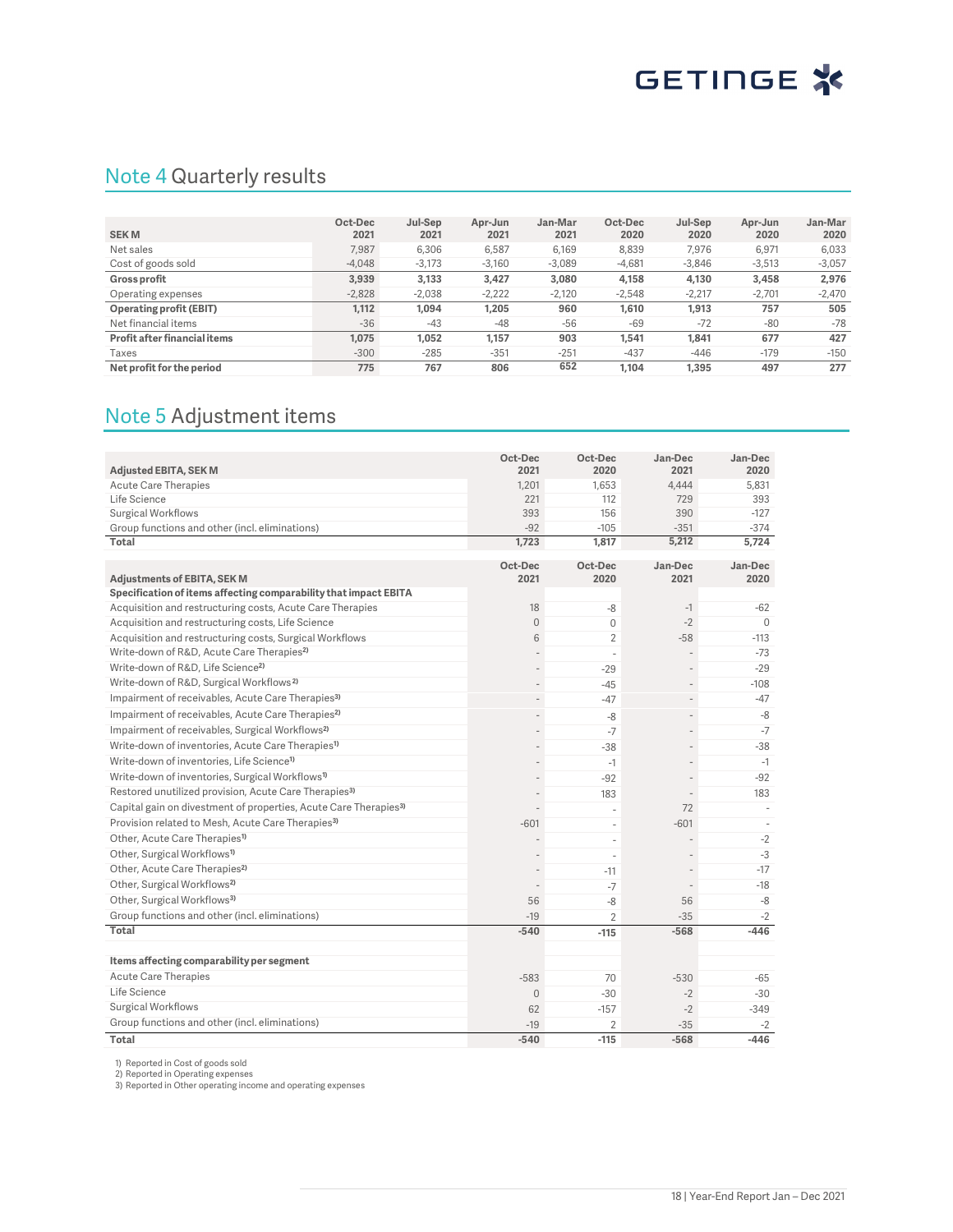## Note 4 Quarterly results

| SEK M | Oct-Dec 2021 | Jul-Sep 2021 | Apr-Jun 2021 | Jan-Mar 2021 | Oct-Dec 2020 | Jul-Sep 2020 | Apr-Jun 2020 | Jan-Mar 2020 |
|---|---|---|---|---|---|---|---|---|
| Net sales | 7,987 | 6,306 | 6,587 | 6,169 | 8,839 | 7,976 | 6,971 | 6,033 |
| Cost of goods sold | -4,048 | -3,173 | -3,160 | -3,089 | -4,681 | -3,846 | -3,513 | -3,057 |
| **Gross profit** | **3,939** | **3,133** | **3,427** | **3,080** | **4,158** | **4,130** | **3,458** | **2,976** |
| Operating expenses | -2,828 | -2,038 | -2,222 | -2,120 | -2,548 | -2,217 | -2,701 | -2,470 |
| **Operating profit (EBIT)** | **1,112** | **1,094** | **1,205** | **960** | **1,610** | **1,913** | **757** | **505** |
| Net financial items | -36 | -43 | -48 | -56 | -69 | -72 | -80 | -78 |
| **Profit after financial items** | **1,075** | **1,052** | **1,157** | **903** | **1,541** | **1,841** | **677** | **427** |
| Taxes | -300 | -285 | -351 | -251 | -437 | -446 | -179 | -150 |
| **Net profit for the period** | **775** | **767** | **806** | **652** | **1,104** | **1,395** | **497** | **277** |

## Note 5 Adjustment items

| Adjusted EBITA, SEK M | Oct-Dec 2021 | Oct-Dec 2020 | Jan-Dec 2021 | Jan-Dec 2020 |
|---|---|---|---|---|
| Acute Care Therapies | 1,201 | 1,653 | 4,444 | 5,831 |
| Life Science | 221 | 112 | 729 | 393 |
| Surgical Workflows | 393 | 156 | 390 | -127 |
| Group functions and other (incl. eliminations) | -92 | -105 | -351 | -374 |
| **Total** | **1,723** | **1,817** | **5,212** | **5,724** |

| Adjustments of EBITA, SEK M | Oct-Dec 2021 | Oct-Dec 2020 | Jan-Dec 2021 | Jan-Dec 2020 |
|---|---|---|---|---|
| **Specification of items affecting comparability that impact EBITA** | | | | |
| Acquisition and restructuring costs, Acute Care Therapies | 18 | -8 | -1 | -62 |
| Acquisition and restructuring costs, Life Science | 0 | 0 | -2 | 0 |
| Acquisition and restructuring costs, Surgical Workflows | 6 | 2 | -58 | -113 |
| Write-down of R&D, Acute Care Therapies[2] | - | - | - | -73 |
| Write-down of R&D, Life Science[2] | - | -29 | - | -29 |
| Write-down of R&D, Surgical Workflows[2] | - | -45 | - | -108 |
| Impairment of receivables, Acute Care Therapies[3] | - | -47 | - | -47 |
| Impairment of receivables, Acute Care Therapies[2] | - | -8 | - | -8 |
| Impairment of receivables, Surgical Workflows[2] | - | -7 | - | -7 |
| Write-down of inventories, Acute Care Therapies[1] | - | -38 | - | -38 |
| Write-down of inventories, Life Science[1] | - | -1 | - | -1 |
| Write-down of inventories, Surgical Workflows[1] | - | -92 | - | -92 |
| Restored unutilized provision, Acute Care Therapies[3] | - | 183 | - | 183 |
| Capital gain on divestment of properties, Acute Care Therapies[3] | - | - | 72 | - |
| Provision related to Mesh, Acute Care Therapies[3] | -601 | - | -601 | - |
| Other, Acute Care Therapies[1] | - | - | - | -2 |
| Other, Surgical Workflows[1] | - | - | - | -3 |
| Other, Acute Care Therapies[2] | - | -11 | - | -17 |
| Other, Surgical Workflows[2] | - | -7 | - | -18 |
| Other, Surgical Workflows[3] | 56 | -8 | 56 | -8 |
| Group functions and other (incl. eliminations) | -19 | 2 | -35 | -2 |
| **Total** | **-540** | **-115** | **-568** | **-446** |
| | | | | |
| **Items affecting comparability per segment** | | | | |
| Acute Care Therapies | -583 | 70 | -530 | -65 |
| Life Science | 0 | -30 | -2 | -30 |
| Surgical Workflows | 62 | -157 | -2 | -349 |
| Group functions and other (incl. eliminations) | -19 | 2 | -35 | -2 |
| **Total** | **-540** | **-115** | **-568** | **-446** |

1) Reported in Cost of goods sold
2) Reported in Operating expenses
3) Reported in Other operating income and operating expenses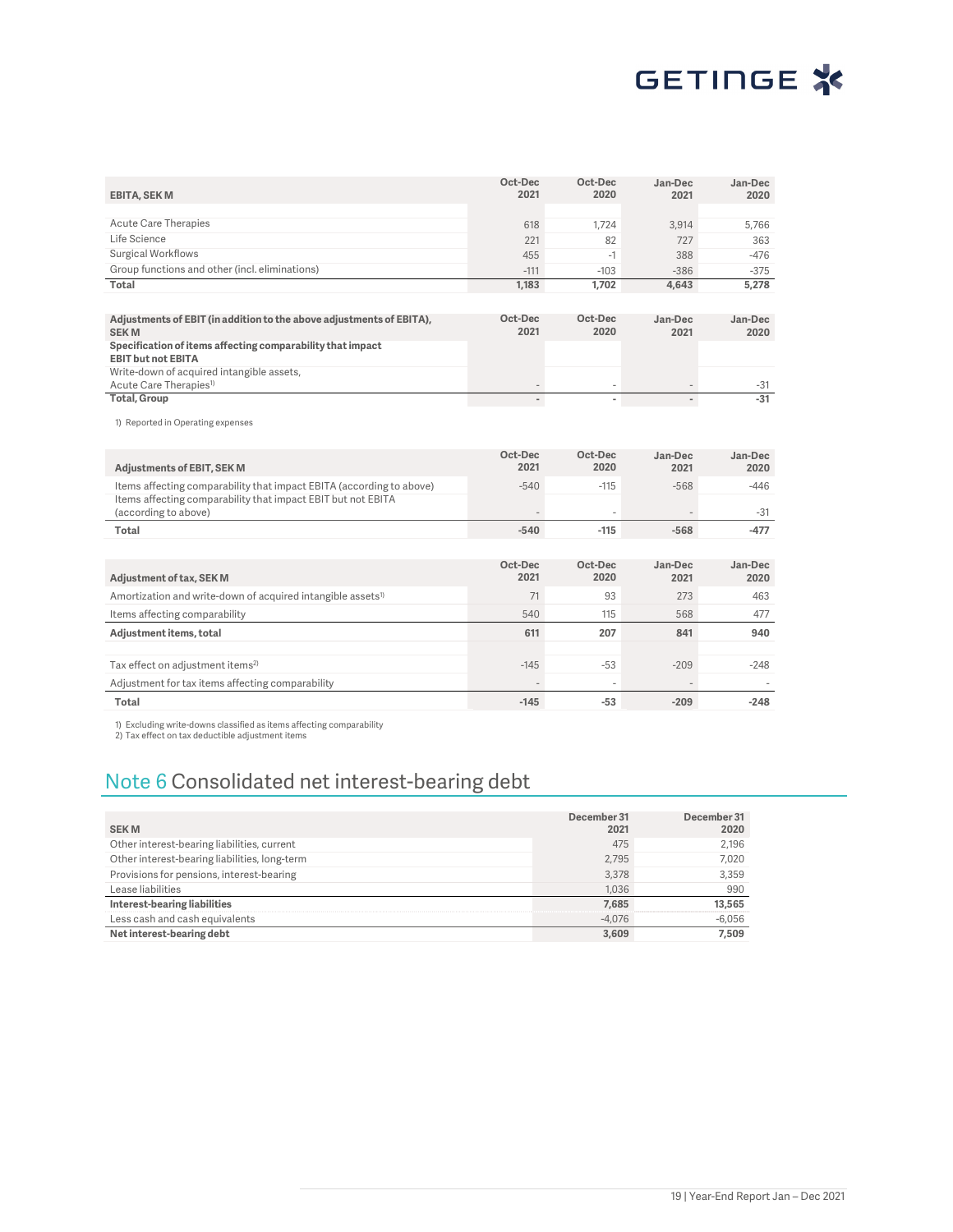| EBITA, SEK M | Oct-Dec 2021 | Oct-Dec 2020 | Jan-Dec 2021 | Jan-Dec 2020 |
|---|---|---|---|---|
| Acute Care Therapies | 618 | 1,724 | 3,914 | 5,766 |
| Life Science | 221 | 82 | 727 | 363 |
| Surgical Workflows | 455 | -1 | 388 | -476 |
| Group functions and other (incl. eliminations) | -111 | -103 | -386 | -375 |
| **Total** | **1,183** | **1,702** | **4,643** | **5,278** |

| Adjustments of EBIT (in addition to the above adjustments of EBITA), SEK M | Oct-Dec 2021 | Oct-Dec 2020 | Jan-Dec 2021 | Jan-Dec 2020 |
|---|---|---|---|---|
| **Specification of items affecting comparability that impact EBIT but not EBITA** | | | | |
| Write-down of acquired intangible assets, Acute Care Therapies[1] | - | - | - | -31 |
| **Total, Group** | **-** | **-** | **-** | **-31** |

1) Reported in Operating expenses

| Adjustments of EBIT, SEK M | Oct-Dec 2021 | Oct-Dec 2020 | Jan-Dec 2021 | Jan-Dec 2020 |
|---|---|---|---|---|
| Items affecting comparability that impact EBITA (according to above) | -540 | -115 | -568 | -446 |
| Items affecting comparability that impact EBIT but not EBITA (according to above) | - | - | - | -31 |
| **Total** | **-540** | **-115** | **-568** | **-477** |

| Adjustment of tax, SEK M | Oct-Dec 2021 | Oct-Dec 2020 | Jan-Dec 2021 | Jan-Dec 2020 |
|---|---|---|---|---|
| Amortization and write-down of acquired intangible assets[1] | 71 | 93 | 273 | 463 |
| Items affecting comparability | 540 | 115 | 568 | 477 |
| **Adjustment items, total** | **611** | **207** | **841** | **940** |
| | | | | |
| Tax effect on adjustment items[2] | -145 | -53 | -209 | -248 |
| Adjustment for tax items affecting comparability | - | - | - | - |
| **Total** | **-145** | **-53** | **-209** | **-248** |

1) Excluding write-downs classified as items affecting comparability
2) Tax effect on tax deductible adjustment items

## Note 6 Consolidated net interest-bearing debt

| SEK M | December 31 2021 | December 31 2020 |
|---|---|---|
| Other interest-bearing liabilities, current | 475 | 2,196 |
| Other interest-bearing liabilities, long-term | 2,795 | 7,020 |
| Provisions for pensions, interest-bearing | 3,378 | 3,359 |
| Lease liabilities | 1,036 | 990 |
| **Interest-bearing liabilities** | **7,685** | **13,565** |
| Less cash and cash equivalents | -4,076 | -6,056 |
| **Net interest-bearing debt** | **3,609** | **7,509** |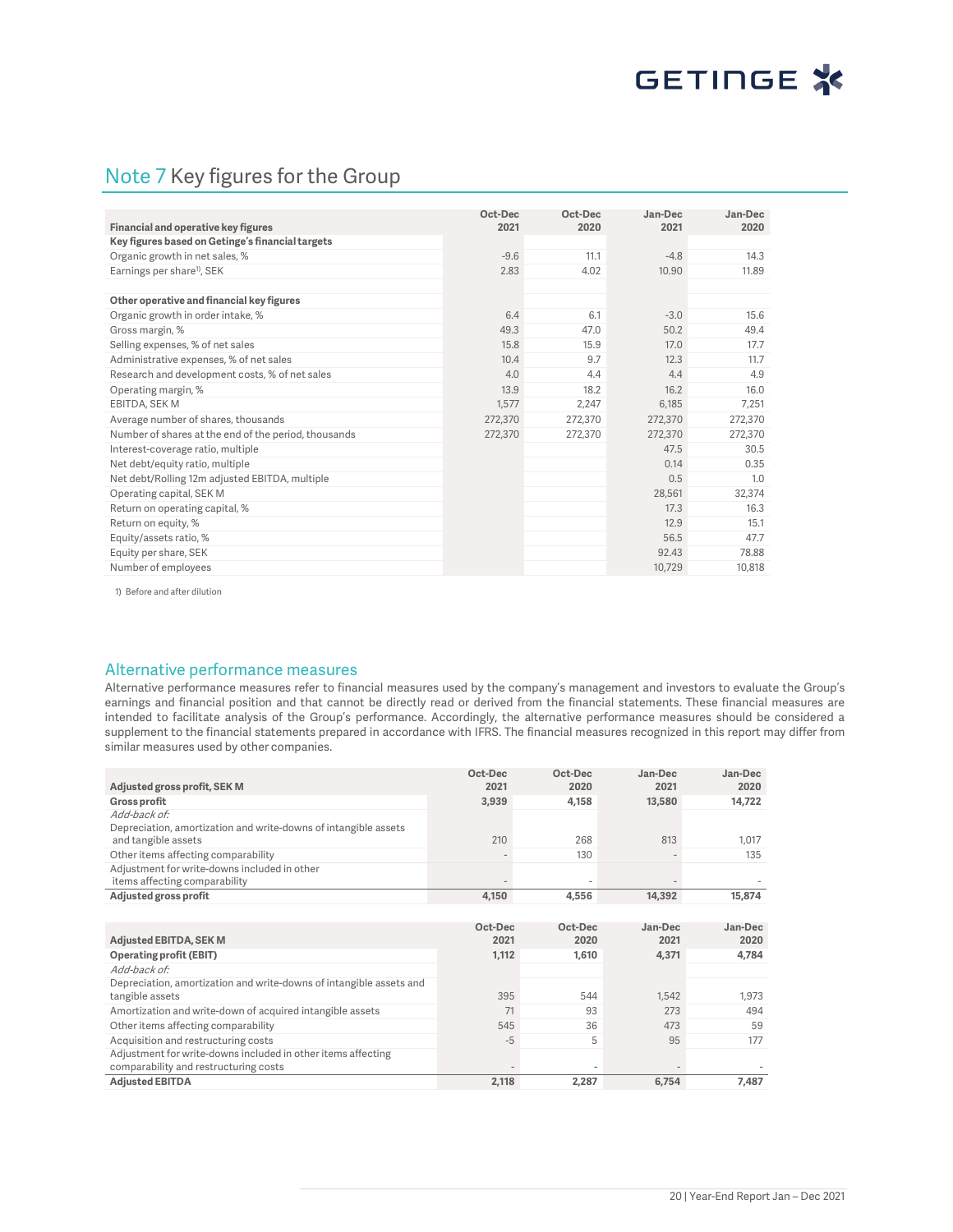## Note 7 Key figures for the Group

| Financial and operative key figures | Oct-Dec 2021 | Oct-Dec 2020 | Jan-Dec 2021 | Jan-Dec 2020 |
|---|---|---|---|---|
| **Key figures based on Getinge's financial targets** | | | | |
| Organic growth in net sales, % | -9.6 | 11.1 | -4.8 | 14.3 |
| Earnings per share[1], SEK | 2.83 | 4.02 | 10.90 | 11.89 |
| | | | | |
| **Other operative and financial key figures** | | | | |
| Organic growth in order intake, % | 6.4 | 6.1 | -3.0 | 15.6 |
| Gross margin, % | 49.3 | 47.0 | 50.2 | 49.4 |
| Selling expenses, % of net sales | 15.8 | 15.9 | 17.0 | 17.7 |
| Administrative expenses, % of net sales | 10.4 | 9.7 | 12.3 | 11.7 |
| Research and development costs, % of net sales | 4.0 | 4.4 | 4.4 | 4.9 |
| Operating margin, % | 13.9 | 18.2 | 16.2 | 16.0 |
| EBITDA, SEK M | 1,577 | 2,247 | 6,185 | 7,251 |
| Average number of shares, thousands | 272,370 | 272,370 | 272,370 | 272,370 |
| Number of shares at the end of the period, thousands | 272,370 | 272,370 | 272,370 | 272,370 |
| Interest-coverage ratio, multiple | | | 47.5 | 30.5 |
| Net debt/equity ratio, multiple | | | 0.14 | 0.35 |
| Net debt/Rolling 12m adjusted EBITDA, multiple | | | 0.5 | 1.0 |
| Operating capital, SEK M | | | 28,561 | 32,374 |
| Return on operating capital, % | | | 17.3 | 16.3 |
| Return on equity, % | | | 12.9 | 15.1 |
| Equity/assets ratio, % | | | 56.5 | 47.7 |
| Equity per share, SEK | | | 92.43 | 78.88 |
| Number of employees | | | 10,729 | 10,818 |

1) Before and after dilution

### Alternative performance measures

Alternative performance measures refer to financial measures used by the company's management and investors to evaluate the Group's earnings and financial position and that cannot be directly read or derived from the financial statements. These financial measures are intended to facilitate analysis of the Group's performance. Accordingly, the alternative performance measures should be considered a supplement to the financial statements prepared in accordance with IFRS. The financial measures recognized in this report may differ from similar measures used by other companies.

| Adjusted gross profit, SEK M | Oct-Dec 2021 | Oct-Dec 2020 | Jan-Dec 2021 | Jan-Dec 2020 |
|---|---|---|---|---|
| **Gross profit** | **3,939** | **4,158** | **13,580** | **14,722** |
| *Add-back of:* | | | | |
| Depreciation, amortization and write-downs of intangible assets and tangible assets | 210 | 268 | 813 | 1,017 |
| Other items affecting comparability | - | 130 | - | 135 |
| Adjustment for write-downs included in other items affecting comparability | - | - | - | - |
| **Adjusted gross profit** | **4,150** | **4,556** | **14,392** | **15,874** |

| Adjusted EBITDA, SEK M | Oct-Dec 2021 | Oct-Dec 2020 | Jan-Dec 2021 | Jan-Dec 2020 |
|---|---|---|---|---|
| **Operating profit (EBIT)** | **1,112** | **1,610** | **4,371** | **4,784** |
| *Add-back of:* | | | | |
| Depreciation, amortization and write-downs of intangible assets and tangible assets | 395 | 544 | 1,542 | 1,973 |
| Amortization and write-down of acquired intangible assets | 71 | 93 | 273 | 494 |
| Other items affecting comparability | 545 | 36 | 473 | 59 |
| Acquisition and restructuring costs | -5 | 5 | 95 | 177 |
| Adjustment for write-downs included in other items affecting comparability and restructuring costs | - | - | - | - |
| **Adjusted EBITDA** | **2,118** | **2,287** | **6,754** | **7,487** |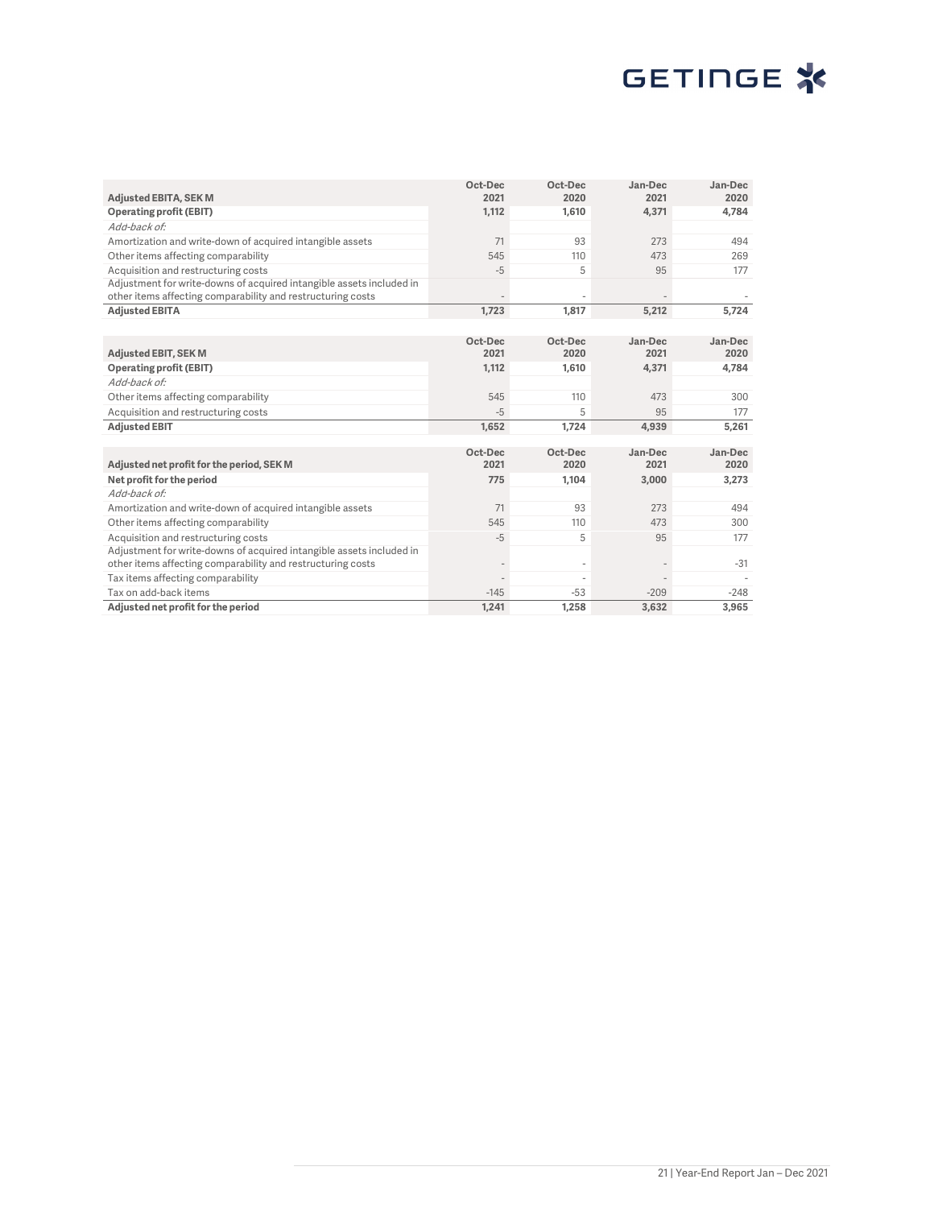| Adjusted EBITA, SEK M | Oct-Dec 2021 | Oct-Dec 2020 | Jan-Dec 2021 | Jan-Dec 2020 |
|---|---|---|---|---|
| **Operating profit (EBIT)** | **1,112** | **1,610** | **4,371** | **4,784** |
| *Add-back of:* | | | | |
| Amortization and write-down of acquired intangible assets | 71 | 93 | 273 | 494 |
| Other items affecting comparability | 545 | 110 | 473 | 269 |
| Acquisition and restructuring costs | -5 | 5 | 95 | 177 |
| Adjustment for write-downs of acquired intangible assets included in other items affecting comparability and restructuring costs | - | - | - | - |
| **Adjusted EBITA** | **1,723** | **1,817** | **5,212** | **5,724** |

| Adjusted EBIT, SEK M | Oct-Dec 2021 | Oct-Dec 2020 | Jan-Dec 2021 | Jan-Dec 2020 |
|---|---|---|---|---|
| **Operating profit (EBIT)** | **1,112** | **1,610** | **4,371** | **4,784** |
| *Add-back of:* | | | | |
| Other items affecting comparability | 545 | 110 | 473 | 300 |
| Acquisition and restructuring costs | -5 | 5 | 95 | 177 |
| **Adjusted EBIT** | **1,652** | **1,724** | **4,939** | **5,261** |

| Adjusted net profit for the period, SEK M | Oct-Dec 2021 | Oct-Dec 2020 | Jan-Dec 2021 | Jan-Dec 2020 |
|---|---|---|---|---|
| **Net profit for the period** | **775** | **1,104** | **3,000** | **3,273** |
| *Add-back of:* | | | | |
| Amortization and write-down of acquired intangible assets | 71 | 93 | 273 | 494 |
| Other items affecting comparability | 545 | 110 | 473 | 300 |
| Acquisition and restructuring costs | -5 | 5 | 95 | 177 |
| Adjustment for write-downs of acquired intangible assets included in other items affecting comparability and restructuring costs | - | - | - | -31 |
| Tax items affecting comparability | - | - | - | - |
| Tax on add-back items | -145 | -53 | -209 | -248 |
| **Adjusted net profit for the period** | **1,241** | **1,258** | **3,632** | **3,965** |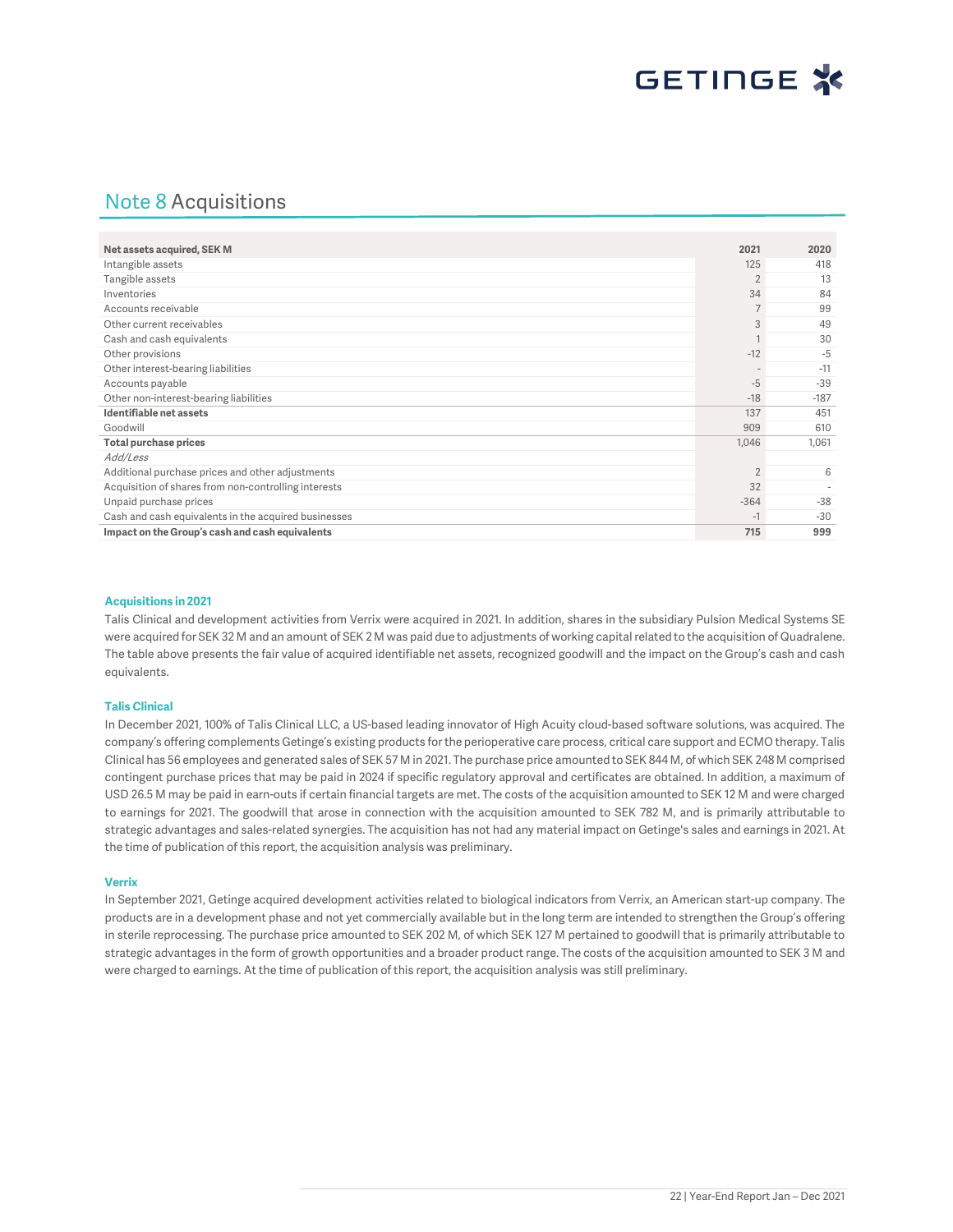# Note 8 Acquisitions

| Net assets acquired, SEK M | 2021 | 2020 |
|---|---|---|
| Intangible assets | 125 | 418 |
| Tangible assets | 2 | 13 |
| Inventories | 34 | 84 |
| Accounts receivable | 7 | 99 |
| Other current receivables | 3 | 49 |
| Cash and cash equivalents | 1 | 30 |
| Other provisions | -12 | -5 |
| Other interest-bearing liabilities | - | -11 |
| Accounts payable | -5 | -39 |
| Other non-interest-bearing liabilities | -18 | -187 |
| **Identifiable net assets** | 137 | 451 |
| Goodwill | 909 | 610 |
| **Total purchase prices** | 1,046 | 1,061 |
| *Add/Less* | | |
| Additional purchase prices and other adjustments | 2 | 6 |
| Acquisition of shares from non-controlling interests | 32 | - |
| Unpaid purchase prices | -364 | -38 |
| Cash and cash equivalents in the acquired businesses | -1 | -30 |
| **Impact on the Group's cash and cash equivalents** | **715** | **999** |

### Acquisitions in 2021

Talis Clinical and development activities from Verrix were acquired in 2021. In addition, shares in the subsidiary Pulsion Medical Systems SE were acquired for SEK 32 M and an amount of SEK 2 M was paid due to adjustments of working capital related to the acquisition of Quadralene. The table above presents the fair value of acquired identifiable net assets, recognized goodwill and the impact on the Group's cash and cash equivalents.

### Talis Clinical

In December 2021, 100% of Talis Clinical LLC, a US-based leading innovator of High Acuity cloud-based software solutions, was acquired. The company's offering complements Getinge's existing products for the perioperative care process, critical care support and ECMO therapy. Talis Clinical has 56 employees and generated sales of SEK 57 M in 2021. The purchase price amounted to SEK 844 M, of which SEK 248 M comprised contingent purchase prices that may be paid in 2024 if specific regulatory approval and certificates are obtained. In addition, a maximum of USD 26.5 M may be paid in earn-outs if certain financial targets are met. The costs of the acquisition amounted to SEK 12 M and were charged to earnings for 2021. The goodwill that arose in connection with the acquisition amounted to SEK 782 M, and is primarily attributable to strategic advantages and sales-related synergies. The acquisition has not had any material impact on Getinge's sales and earnings in 2021. At the time of publication of this report, the acquisition analysis was preliminary.

### Verrix

In September 2021, Getinge acquired development activities related to biological indicators from Verrix, an American start-up company. The products are in a development phase and not yet commercially available but in the long term are intended to strengthen the Group's offering in sterile reprocessing. The purchase price amounted to SEK 202 M, of which SEK 127 M pertained to goodwill that is primarily attributable to strategic advantages in the form of growth opportunities and a broader product range. The costs of the acquisition amounted to SEK 3 M and were charged to earnings. At the time of publication of this report, the acquisition analysis was still preliminary.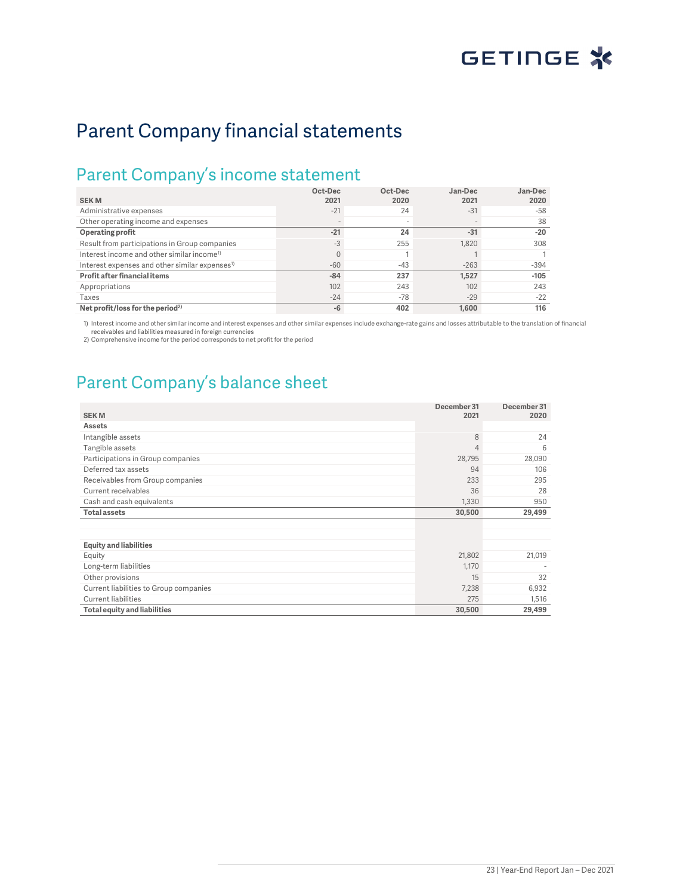# Parent Company financial statements

## Parent Company's income statement

| SEK M | Oct-Dec 2021 | Oct-Dec 2020 | Jan-Dec 2021 | Jan-Dec 2020 |
|---|---|---|---|---|
| Administrative expenses | -21 | 24 | -31 | -58 |
| Other operating income and expenses | - | - | - | 38 |
| **Operating profit** | **-21** | **24** | **-31** | **-20** |
| Result from participations in Group companies | -3 | 255 | 1,820 | 308 |
| Interest income and other similar income[1] | 0 | 1 | 1 | 1 |
| Interest expenses and other similar expenses[1] | -60 | -43 | -263 | -394 |
| **Profit after financial items** | **-84** | **237** | **1,527** | **-105** |
| Appropriations | 102 | 243 | 102 | 243 |
| Taxes | -24 | -78 | -29 | -22 |
| **Net profit/loss for the period[2]** | **-6** | **402** | **1,600** | **116** |

1) Interest income and other similar income and interest expenses and other similar expenses include exchange-rate gains and losses attributable to the translation of financial receivables and liabilities measured in foreign currencies
2) Comprehensive income for the period corresponds to net profit for the period

## Parent Company's balance sheet

| SEK M | December 31 2021 | December 31 2020 |
|---|---|---|
| **Assets** | | |
| Intangible assets | 8 | 24 |
| Tangible assets | 4 | 6 |
| Participations in Group companies | 28,795 | 28,090 |
| Deferred tax assets | 94 | 106 |
| Receivables from Group companies | 233 | 295 |
| Current receivables | 36 | 28 |
| Cash and cash equivalents | 1,330 | 950 |
| **Total assets** | **30,500** | **29,499** |
| | | |
| **Equity and liabilities** | | |
| Equity | 21,802 | 21,019 |
| Long-term liabilities | 1,170 | - |
| Other provisions | 15 | 32 |
| Current liabilities to Group companies | 7,238 | 6,932 |
| Current liabilities | 275 | 1,516 |
| **Total equity and liabilities** | **30,500** | **29,499** |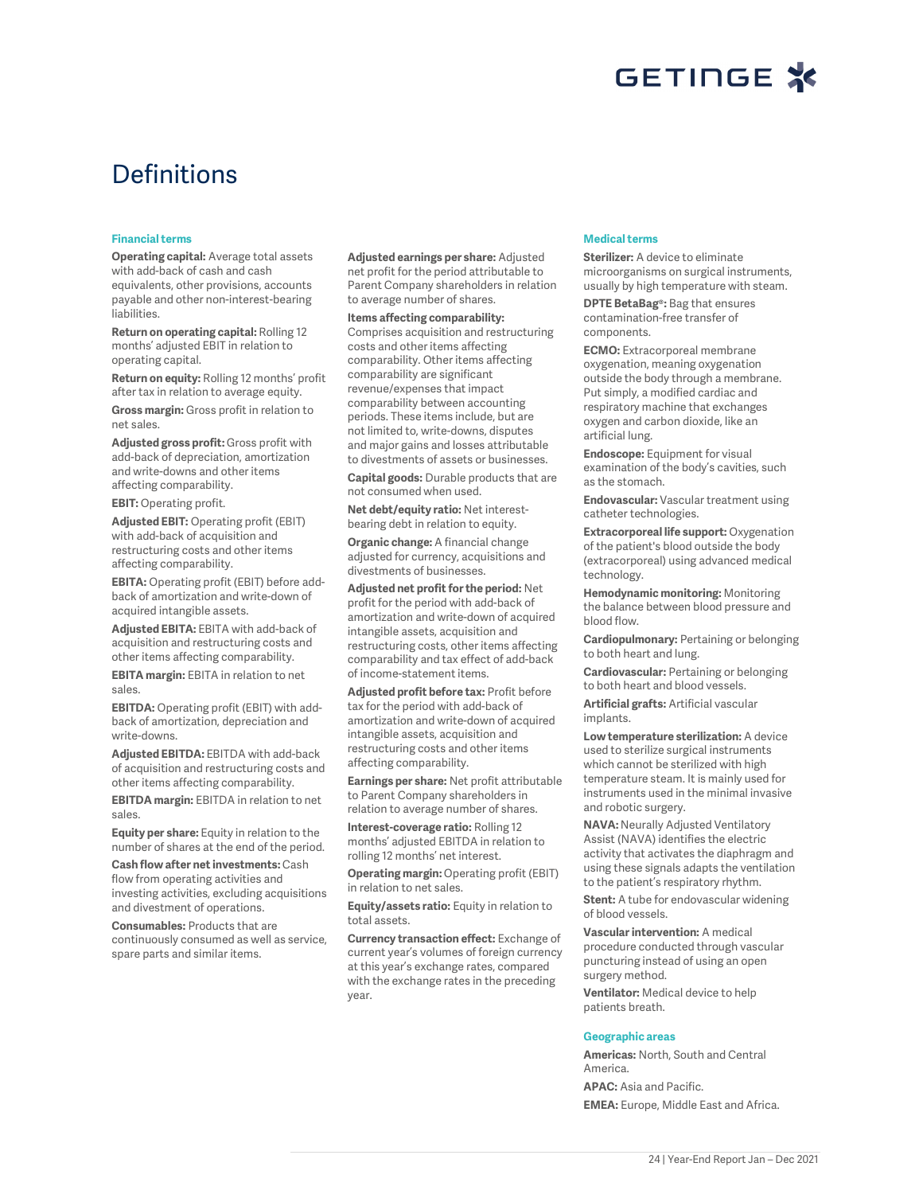# Definitions

### Financial terms

**Operating capital:** Average total assets with add-back of cash and cash equivalents, other provisions, accounts payable and other non-interest-bearing liabilities.

**Return on operating capital:** Rolling 12 months' adjusted EBIT in relation to operating capital.

**Return on equity:** Rolling 12 months' profit after tax in relation to average equity.

**Gross margin:** Gross profit in relation to net sales.

**Adjusted gross profit:** Gross profit with add-back of depreciation, amortization and write-downs and other items affecting comparability.

**EBIT:** Operating profit.

**Adjusted EBIT:** Operating profit (EBIT) with add-back of acquisition and restructuring costs and other items affecting comparability.

**EBITA:** Operating profit (EBIT) before add-back of amortization and write-down of acquired intangible assets.

**Adjusted EBITA:** EBITA with add-back of acquisition and restructuring costs and other items affecting comparability.

**EBITA margin:** EBITA in relation to net sales.

**EBITDA:** Operating profit (EBIT) with add-back of amortization, depreciation and write-downs.

**Adjusted EBITDA:** EBITDA with add-back of acquisition and restructuring costs and other items affecting comparability.

**EBITDA margin:** EBITDA in relation to net sales.

**Equity per share:** Equity in relation to the number of shares at the end of the period.

**Cash flow after net investments:** Cash flow from operating activities and investing activities, excluding acquisitions and divestment of operations.

**Consumables:** Products that are continuously consumed as well as service, spare parts and similar items.

**Adjusted earnings per share:** Adjusted net profit for the period attributable to Parent Company shareholders in relation to average number of shares.

**Items affecting comparability:** Comprises acquisition and restructuring costs and other items affecting comparability. Other items affecting comparability are significant revenue/expenses that impact comparability between accounting periods. These items include, but are not limited to, write-downs, disputes and major gains and losses attributable to divestments of assets or businesses.

**Capital goods:** Durable products that are not consumed when used.

**Net debt/equity ratio:** Net interest-bearing debt in relation to equity.

**Organic change:** A financial change adjusted for currency, acquisitions and divestments of businesses.

**Adjusted net profit for the period:** Net profit for the period with add-back of amortization and write-down of acquired intangible assets, acquisition and restructuring costs, other items affecting comparability and tax effect of add-back of income-statement items.

**Adjusted profit before tax:** Profit before tax for the period with add-back of amortization and write-down of acquired intangible assets, acquisition and restructuring costs and other items affecting comparability.

**Earnings per share:** Net profit attributable to Parent Company shareholders in relation to average number of shares.

**Interest-coverage ratio:** Rolling 12 months' adjusted EBITDA in relation to rolling 12 months' net interest.

**Operating margin:** Operating profit (EBIT) in relation to net sales.

**Equity/assets ratio:** Equity in relation to total assets.

**Currency transaction effect:** Exchange of current year's volumes of foreign currency at this year's exchange rates, compared with the exchange rates in the preceding year.

### Medical terms

**Sterilizer:** A device to eliminate microorganisms on surgical instruments, usually by high temperature with steam.

**DPTE BetaBag®:** Bag that ensures contamination-free transfer of components.

**ECMO:** Extracorporeal membrane oxygenation, meaning oxygenation outside the body through a membrane. Put simply, a modified cardiac and respiratory machine that exchanges oxygen and carbon dioxide, like an artificial lung.

**Endoscope:** Equipment for visual examination of the body's cavities, such as the stomach.

**Endovascular:** Vascular treatment using catheter technologies.

**Extracorporeal life support:** Oxygenation of the patient's blood outside the body (extracorporeal) using advanced medical technology.

**Hemodynamic monitoring:** Monitoring the balance between blood pressure and blood flow.

**Cardiopulmonary:** Pertaining or belonging to both heart and lung.

**Cardiovascular:** Pertaining or belonging to both heart and blood vessels.

**Artificial grafts:** Artificial vascular implants.

**Low temperature sterilization:** A device used to sterilize surgical instruments which cannot be sterilized with high temperature steam. It is mainly used for instruments used in the minimal invasive and robotic surgery.

**NAVA:** Neurally Adjusted Ventilatory Assist (NAVA) identifies the electric activity that activates the diaphragm and using these signals adapts the ventilation to the patient's respiratory rhythm.

**Stent:** A tube for endovascular widening of blood vessels.

**Vascular intervention:** A medical procedure conducted through vascular puncturing instead of using an open surgery method.

**Ventilator:** Medical device to help patients breath.

### Geographic areas

**Americas:** North, South and Central America.

**APAC:** Asia and Pacific.

**EMEA:** Europe, Middle East and Africa.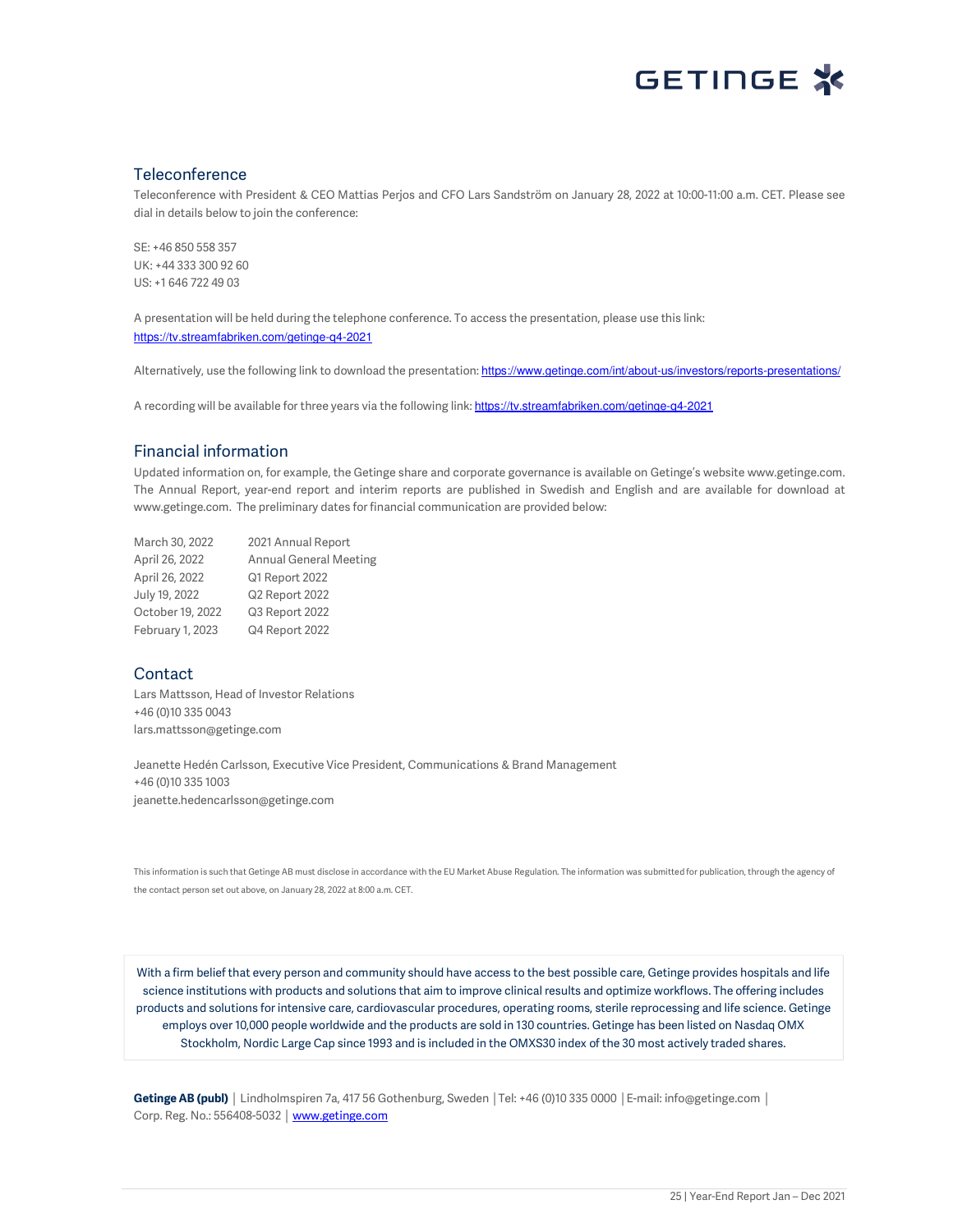## Teleconference

Teleconference with President & CEO Mattias Perjos and CFO Lars Sandström on January 28, 2022 at 10:00-11:00 a.m. CET. Please see dial in details below to join the conference:

SE: +46 850 558 357
UK: +44 333 300 92 60
US: +1 646 722 49 03

A presentation will be held during the telephone conference. To access the presentation, please use this link:
https://tv.streamfabriken.com/getinge-q4-2021

Alternatively, use the following link to download the presentation: https://www.getinge.com/int/about-us/investors/reports-presentations/

A recording will be available for three years via the following link: https://tv.streamfabriken.com/getinge-q4-2021

## Financial information

Updated information on, for example, the Getinge share and corporate governance is available on Getinge's website www.getinge.com. The Annual Report, year-end report and interim reports are published in Swedish and English and are available for download at www.getinge.com. The preliminary dates for financial communication are provided below:

| | |
|---|---|
| March 30, 2022 | 2021 Annual Report |
| April 26, 2022 | Annual General Meeting |
| April 26, 2022 | Q1 Report 2022 |
| July 19, 2022 | Q2 Report 2022 |
| October 19, 2022 | Q3 Report 2022 |
| February 1, 2023 | Q4 Report 2022 |

## Contact

Lars Mattsson, Head of Investor Relations
+46 (0)10 335 0043
lars.mattsson@getinge.com

Jeanette Hedén Carlsson, Executive Vice President, Communications & Brand Management
+46 (0)10 335 1003
jeanette.hedencarlsson@getinge.com

This information is such that Getinge AB must disclose in accordance with the EU Market Abuse Regulation. The information was submitted for publication, through the agency of the contact person set out above, on January 28, 2022 at 8:00 a.m. CET.

With a firm belief that every person and community should have access to the best possible care, Getinge provides hospitals and life science institutions with products and solutions that aim to improve clinical results and optimize workflows. The offering includes products and solutions for intensive care, cardiovascular procedures, operating rooms, sterile reprocessing and life science. Getinge employs over 10,000 people worldwide and the products are sold in 130 countries. Getinge has been listed on Nasdaq OMX Stockholm, Nordic Large Cap since 1993 and is included in the OMXS30 index of the 30 most actively traded shares.

**Getinge AB (publ)** | Lindholmspiren 7a, 417 56 Gothenburg, Sweden | Tel: +46 (0)10 335 0000 | E-mail: info@getinge.com | Corp. Reg. No.: 556408-5032 | www.getinge.com